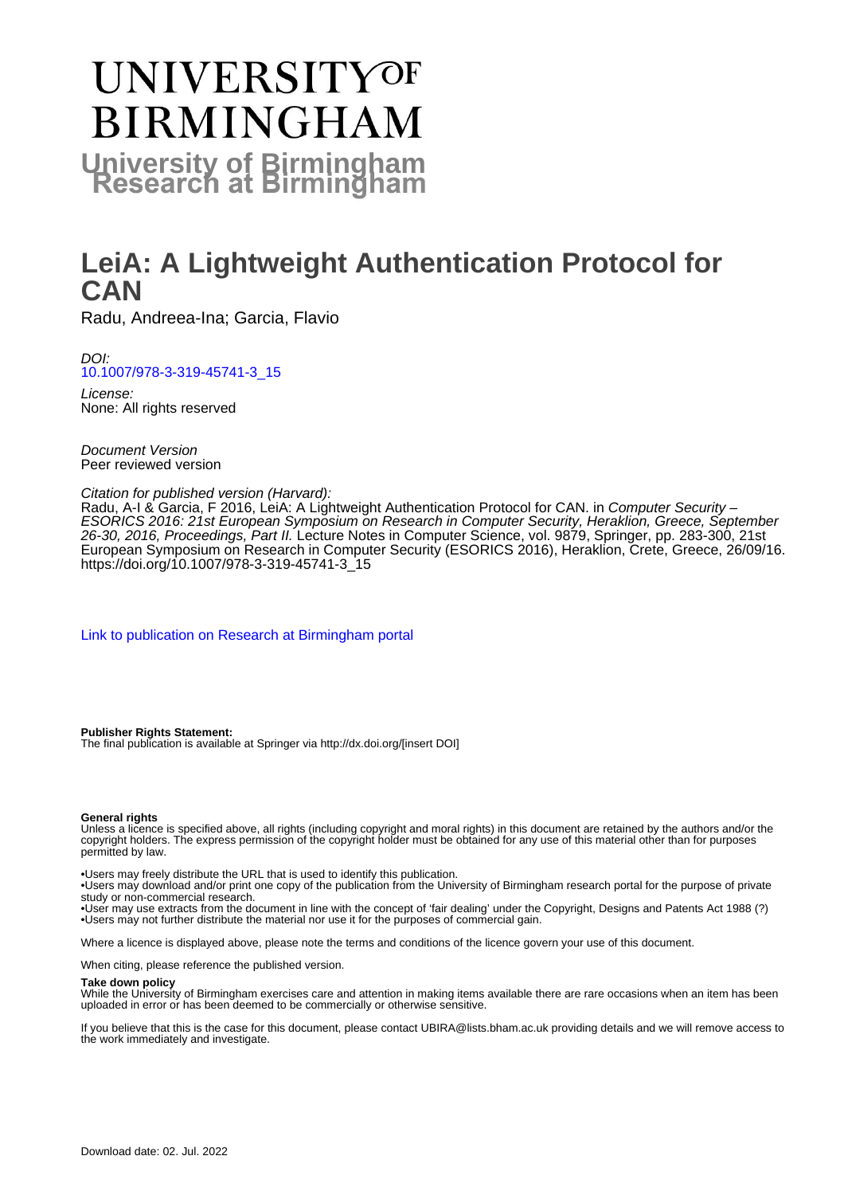# UNIVERSITY OF BIRMINGHAM

**University of Birmingham Research at Birmingham**

# LeiA: A Lightweight Authentication Protocol for CAN

Radu, Andreea-Ina; Garcia, Flavio

*DOI:*
[10.1007/978-3-319-45741-3_15](https://doi.org/10.1007/978-3-319-45741-3_15)

*License:*
None: All rights reserved

*Document Version*
Peer reviewed version

*Citation for published version (Harvard):*
Radu, A-I & Garcia, F 2016, LeiA: A Lightweight Authentication Protocol for CAN. in *Computer Security – ESORICS 2016: 21st European Symposium on Research in Computer Security, Heraklion, Greece, September 26-30, 2016, Proceedings, Part II.* Lecture Notes in Computer Science, vol. 9879, Springer, pp. 283-300, 21st European Symposium on Research in Computer Security (ESORICS 2016), Heraklion, Crete, Greece, 26/09/16. https://doi.org/10.1007/978-3-319-45741-3_15

[Link to publication on Research at Birmingham portal]

**Publisher Rights Statement:**
The final publication is available at Springer via http://dx.doi.org/[insert DOI]

**General rights**
Unless a licence is specified above, all rights (including copyright and moral rights) in this document are retained by the authors and/or the copyright holders. The express permission of the copyright holder must be obtained for any use of this material other than for purposes permitted by law.

•Users may freely distribute the URL that is used to identify this publication.
•Users may download and/or print one copy of the publication from the University of Birmingham research portal for the purpose of private study or non-commercial research.
•User may use extracts from the document in line with the concept of 'fair dealing' under the Copyright, Designs and Patents Act 1988 (?)
•Users may not further distribute the material nor use it for the purposes of commercial gain.

Where a licence is displayed above, please note the terms and conditions of the licence govern your use of this document.

When citing, please reference the published version.

**Take down policy**
While the University of Birmingham exercises care and attention in making items available there are rare occasions when an item has been uploaded in error or has been deemed to be commercially or otherwise sensitive.

If you believe that this is the case for this document, please contact UBIRA@lists.bham.ac.uk providing details and we will remove access to the work immediately and investigate.

Download date: 02. Jul. 2022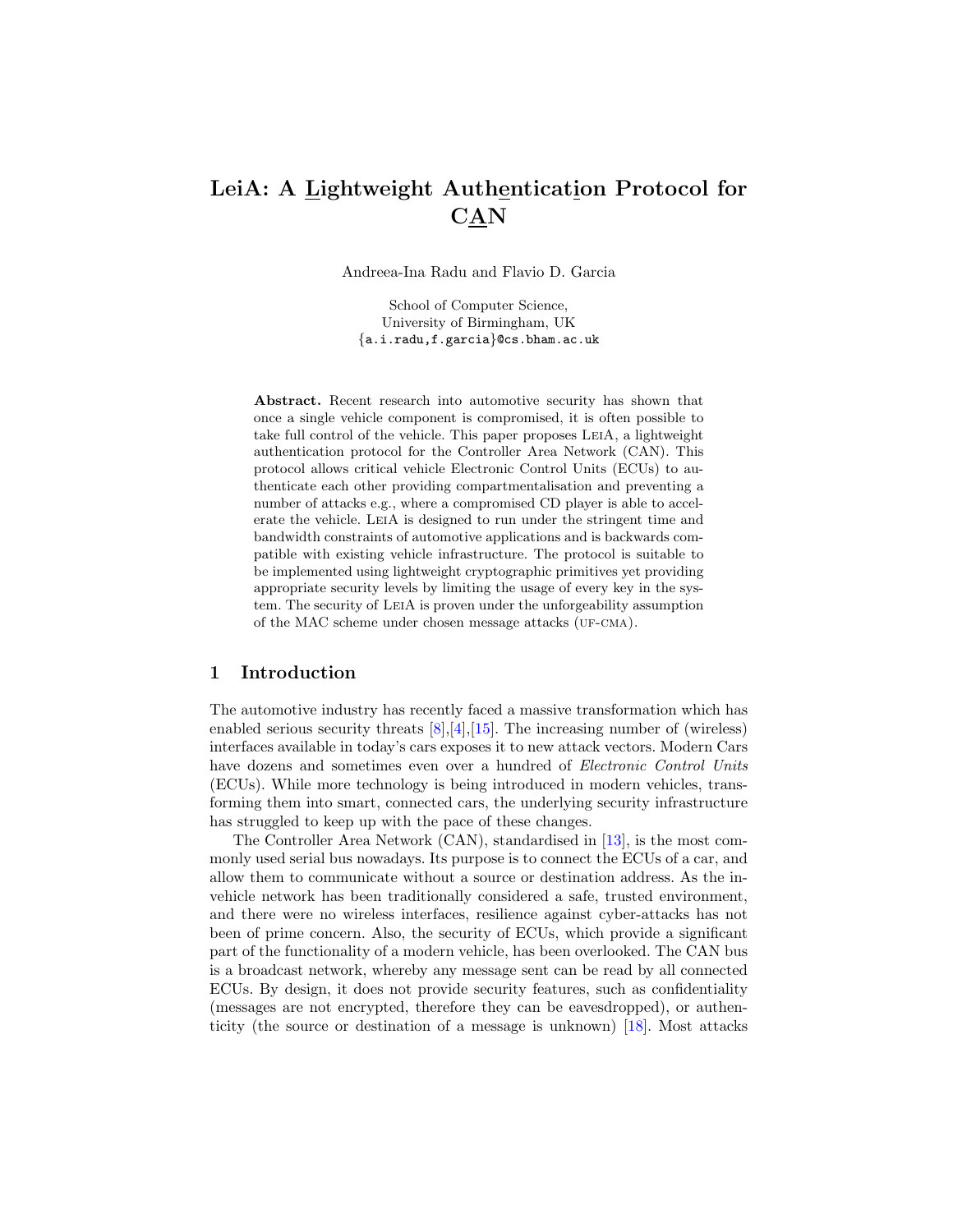# LeiA: A Lightweight Authentication Protocol for CAN

Andreea-Ina Radu and Flavio D. Garcia

School of Computer Science,
University of Birmingham, UK
{a.i.radu,f.garcia}@cs.bham.ac.uk

**Abstract.** Recent research into automotive security has shown that once a single vehicle component is compromised, it is often possible to take full control of the vehicle. This paper proposes LeiA, a lightweight authentication protocol for the Controller Area Network (CAN). This protocol allows critical vehicle Electronic Control Units (ECUs) to authenticate each other providing compartmentalisation and preventing a number of attacks e.g., where a compromised CD player is able to accelerate the vehicle. LeiA is designed to run under the stringent time and bandwidth constraints of automotive applications and is backwards compatible with existing vehicle infrastructure. The protocol is suitable to be implemented using lightweight cryptographic primitives yet providing appropriate security levels by limiting the usage of every key in the system. The security of LeiA is proven under the unforgeability assumption of the MAC scheme under chosen message attacks (uf-cma).

## 1 Introduction

The automotive industry has recently faced a massive transformation which has enabled serious security threats [8],[4],[15]. The increasing number of (wireless) interfaces available in today's cars exposes it to new attack vectors. Modern Cars have dozens and sometimes even over a hundred of *Electronic Control Units* (ECUs). While more technology is being introduced in modern vehicles, transforming them into smart, connected cars, the underlying security infrastructure has struggled to keep up with the pace of these changes.

The Controller Area Network (CAN), standardised in [13], is the most commonly used serial bus nowadays. Its purpose is to connect the ECUs of a car, and allow them to communicate without a source or destination address. As the in-vehicle network has been traditionally considered a safe, trusted environment, and there were no wireless interfaces, resilience against cyber-attacks has not been of prime concern. Also, the security of ECUs, which provide a significant part of the functionality of a modern vehicle, has been overlooked. The CAN bus is a broadcast network, whereby any message sent can be read by all connected ECUs. By design, it does not provide security features, such as confidentiality (messages are not encrypted, therefore they can be eavesdropped), or authenticity (the source or destination of a message is unknown) [18]. Most attacks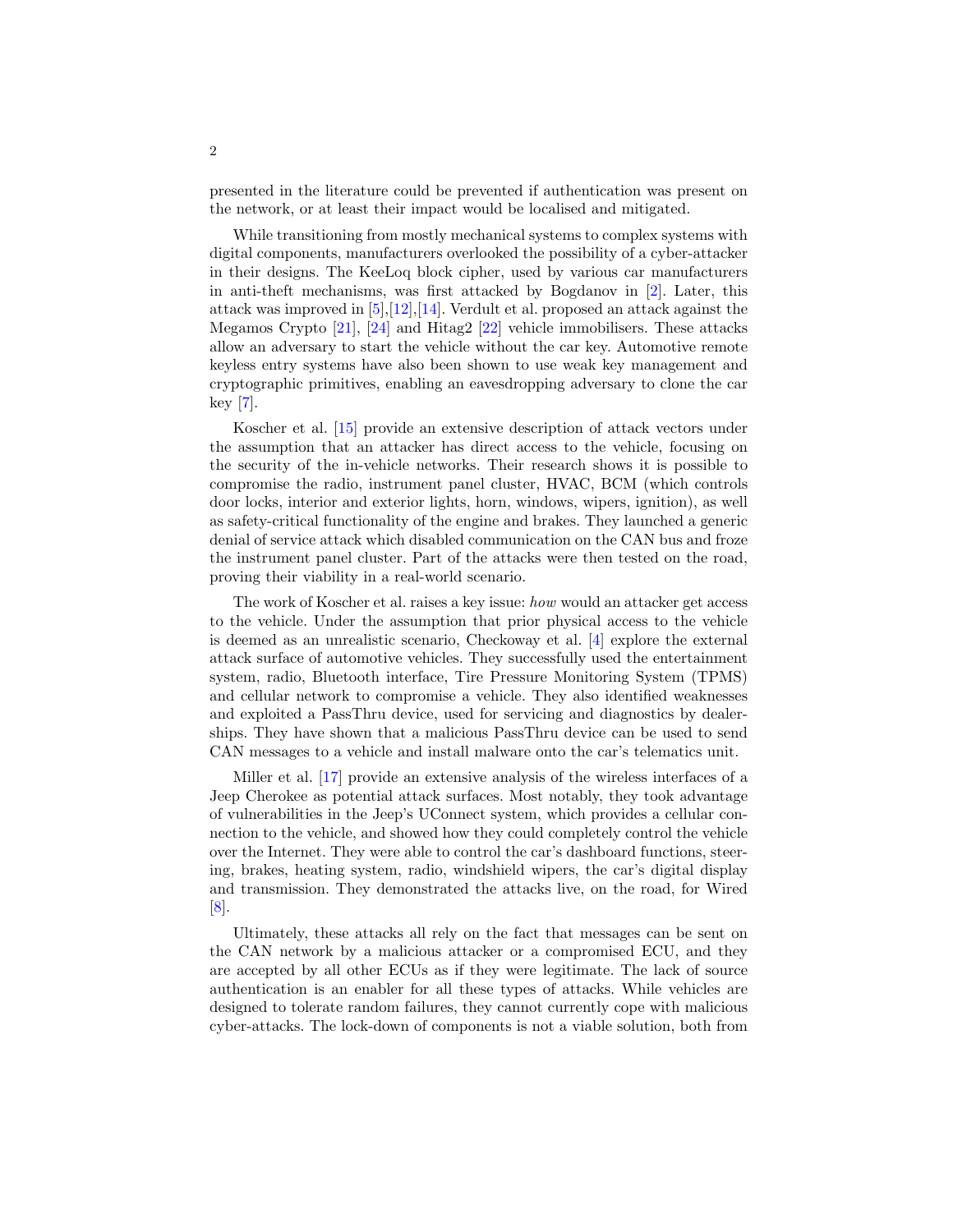presented in the literature could be prevented if authentication was present on the network, or at least their impact would be localised and mitigated.

While transitioning from mostly mechanical systems to complex systems with digital components, manufacturers overlooked the possibility of a cyber-attacker in their designs. The KeeLoq block cipher, used by various car manufacturers in anti-theft mechanisms, was first attacked by Bogdanov in [2]. Later, this attack was improved in [5],[12],[14]. Verdult et al. proposed an attack against the Megamos Crypto [21], [24] and Hitag2 [22] vehicle immobilisers. These attacks allow an adversary to start the vehicle without the car key. Automotive remote keyless entry systems have also been shown to use weak key management and cryptographic primitives, enabling an eavesdropping adversary to clone the car key [7].

Koscher et al. [15] provide an extensive description of attack vectors under the assumption that an attacker has direct access to the vehicle, focusing on the security of the in-vehicle networks. Their research shows it is possible to compromise the radio, instrument panel cluster, HVAC, BCM (which controls door locks, interior and exterior lights, horn, windows, wipers, ignition), as well as safety-critical functionality of the engine and brakes. They launched a generic denial of service attack which disabled communication on the CAN bus and froze the instrument panel cluster. Part of the attacks were then tested on the road, proving their viability in a real-world scenario.

The work of Koscher et al. raises a key issue: *how* would an attacker get access to the vehicle. Under the assumption that prior physical access to the vehicle is deemed as an unrealistic scenario, Checkoway et al. [4] explore the external attack surface of automotive vehicles. They successfully used the entertainment system, radio, Bluetooth interface, Tire Pressure Monitoring System (TPMS) and cellular network to compromise a vehicle. They also identified weaknesses and exploited a PassThru device, used for servicing and diagnostics by dealerships. They have shown that a malicious PassThru device can be used to send CAN messages to a vehicle and install malware onto the car's telematics unit.

Miller et al. [17] provide an extensive analysis of the wireless interfaces of a Jeep Cherokee as potential attack surfaces. Most notably, they took advantage of vulnerabilities in the Jeep's UConnect system, which provides a cellular connection to the vehicle, and showed how they could completely control the vehicle over the Internet. They were able to control the car's dashboard functions, steering, brakes, heating system, radio, windshield wipers, the car's digital display and transmission. They demonstrated the attacks live, on the road, for Wired [8].

Ultimately, these attacks all rely on the fact that messages can be sent on the CAN network by a malicious attacker or a compromised ECU, and they are accepted by all other ECUs as if they were legitimate. The lack of source authentication is an enabler for all these types of attacks. While vehicles are designed to tolerate random failures, they cannot currently cope with malicious cyber-attacks. The lock-down of components is not a viable solution, both from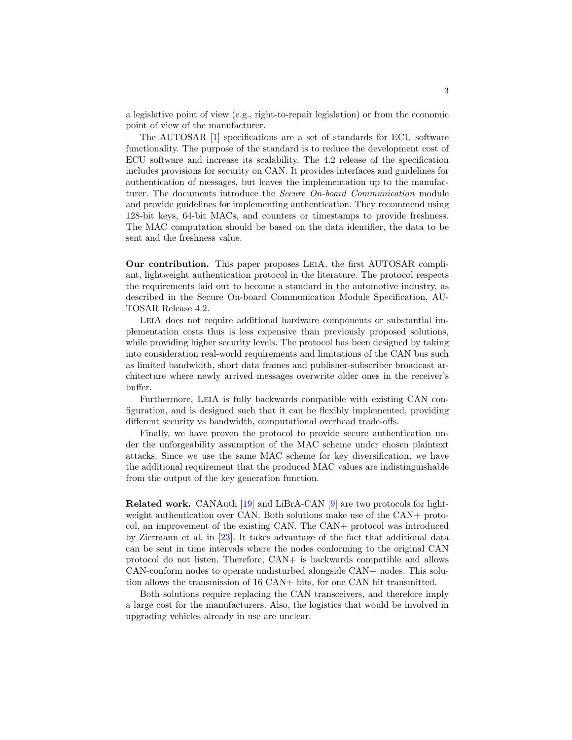a legislative point of view (e.g., right-to-repair legislation) or from the economic point of view of the manufacturer.

The AUTOSAR [1] specifications are a set of standards for ECU software functionality. The purpose of the standard is to reduce the development cost of ECU software and increase its scalability. The 4.2 release of the specification includes provisions for security on CAN. It provides interfaces and guidelines for authentication of messages, but leaves the implementation up to the manufacturer. The documents introduce the *Secure On-board Communication* module and provide guidelines for implementing authentication. They recommend using 128-bit keys, 64-bit MACs, and counters or timestamps to provide freshness. The MAC computation should be based on the data identifier, the data to be sent and the freshness value.

**Our contribution.** This paper proposes LeiA, the first AUTOSAR compliant, lightweight authentication protocol in the literature. The protocol respects the requirements laid out to become a standard in the automotive industry, as described in the Secure On-board Communication Module Specification, AUTOSAR Release 4.2.

LeiA does not require additional hardware components or substantial implementation costs thus is less expensive than previously proposed solutions, while providing higher security levels. The protocol has been designed by taking into consideration real-world requirements and limitations of the CAN bus such as limited bandwidth, short data frames and publisher-subscriber broadcast architecture where newly arrived messages overwrite older ones in the receiver's buffer.

Furthermore, LeiA is fully backwards compatible with existing CAN configuration, and is designed such that it can be flexibly implemented, providing different security vs bandwidth, computational overhead trade-offs.

Finally, we have proven the protocol to provide secure authentication under the unforgeability assumption of the MAC scheme under chosen plaintext attacks. Since we use the same MAC scheme for key diversification, we have the additional requirement that the produced MAC values are indistinguishable from the output of the key generation function.

**Related work.** CANAuth [19] and LiBrA-CAN [9] are two protocols for lightweight authentication over CAN. Both solutions make use of the CAN+ protocol, an improvement of the existing CAN. The CAN+ protocol was introduced by Ziermann et al. in [23]. It takes advantage of the fact that additional data can be sent in time intervals where the nodes conforming to the original CAN protocol do not listen. Therefore, CAN+ is backwards compatible and allows CAN-conform nodes to operate undisturbed alongside CAN+ nodes. This solution allows the transmission of 16 CAN+ bits, for one CAN bit transmitted.

Both solutions require replacing the CAN transceivers, and therefore imply a large cost for the manufacturers. Also, the logistics that would be involved in upgrading vehicles already in use are unclear.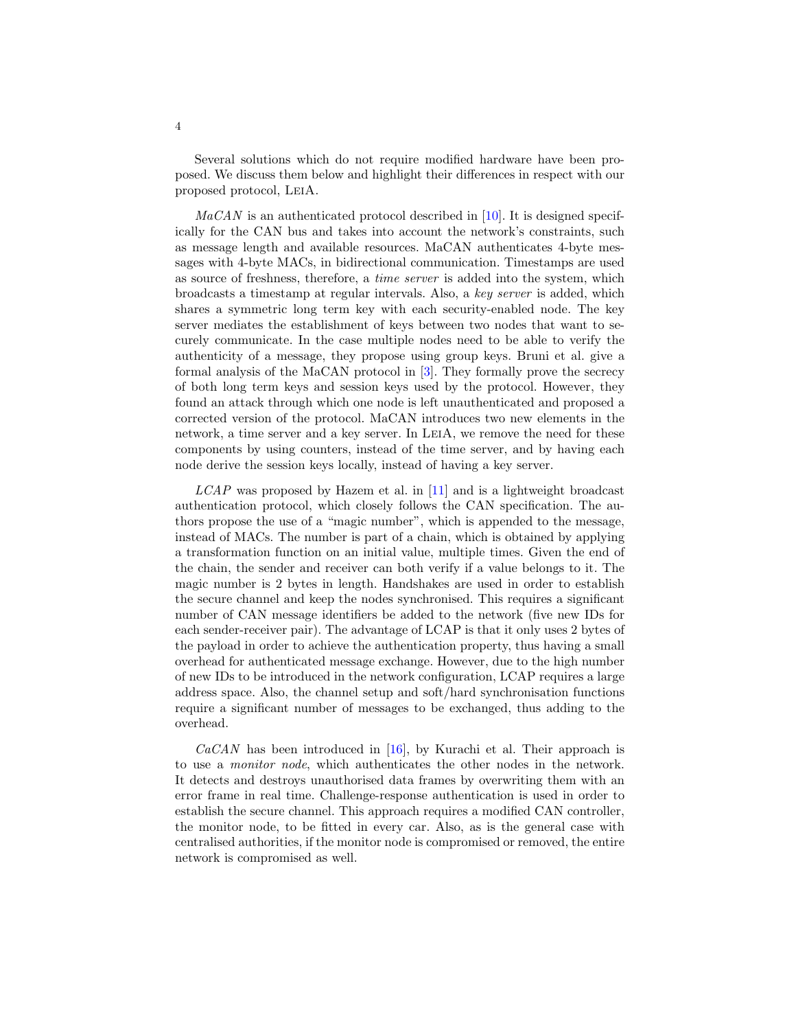Several solutions which do not require modified hardware have been proposed. We discuss them below and highlight their differences in respect with our proposed protocol, LeiA.

*MaCAN* is an authenticated protocol described in [10]. It is designed specifically for the CAN bus and takes into account the network's constraints, such as message length and available resources. MaCAN authenticates 4-byte messages with 4-byte MACs, in bidirectional communication. Timestamps are used as source of freshness, therefore, a *time server* is added into the system, which broadcasts a timestamp at regular intervals. Also, a *key server* is added, which shares a symmetric long term key with each security-enabled node. The key server mediates the establishment of keys between two nodes that want to securely communicate. In the case multiple nodes need to be able to verify the authenticity of a message, they propose using group keys. Bruni et al. give a formal analysis of the MaCAN protocol in [3]. They formally prove the secrecy of both long term keys and session keys used by the protocol. However, they found an attack through which one node is left unauthenticated and proposed a corrected version of the protocol. MaCAN introduces two new elements in the network, a time server and a key server. In LeiA, we remove the need for these components by using counters, instead of the time server, and by having each node derive the session keys locally, instead of having a key server.

*LCAP* was proposed by Hazem et al. in [11] and is a lightweight broadcast authentication protocol, which closely follows the CAN specification. The authors propose the use of a "magic number", which is appended to the message, instead of MACs. The number is part of a chain, which is obtained by applying a transformation function on an initial value, multiple times. Given the end of the chain, the sender and receiver can both verify if a value belongs to it. The magic number is 2 bytes in length. Handshakes are used in order to establish the secure channel and keep the nodes synchronised. This requires a significant number of CAN message identifiers be added to the network (five new IDs for each sender-receiver pair). The advantage of LCAP is that it only uses 2 bytes of the payload in order to achieve the authentication property, thus having a small overhead for authenticated message exchange. However, due to the high number of new IDs to be introduced in the network configuration, LCAP requires a large address space. Also, the channel setup and soft/hard synchronisation functions require a significant number of messages to be exchanged, thus adding to the overhead.

*CaCAN* has been introduced in [16], by Kurachi et al. Their approach is to use a *monitor node*, which authenticates the other nodes in the network. It detects and destroys unauthorised data frames by overwriting them with an error frame in real time. Challenge-response authentication is used in order to establish the secure channel. This approach requires a modified CAN controller, the monitor node, to be fitted in every car. Also, as is the general case with centralised authorities, if the monitor node is compromised or removed, the entire network is compromised as well.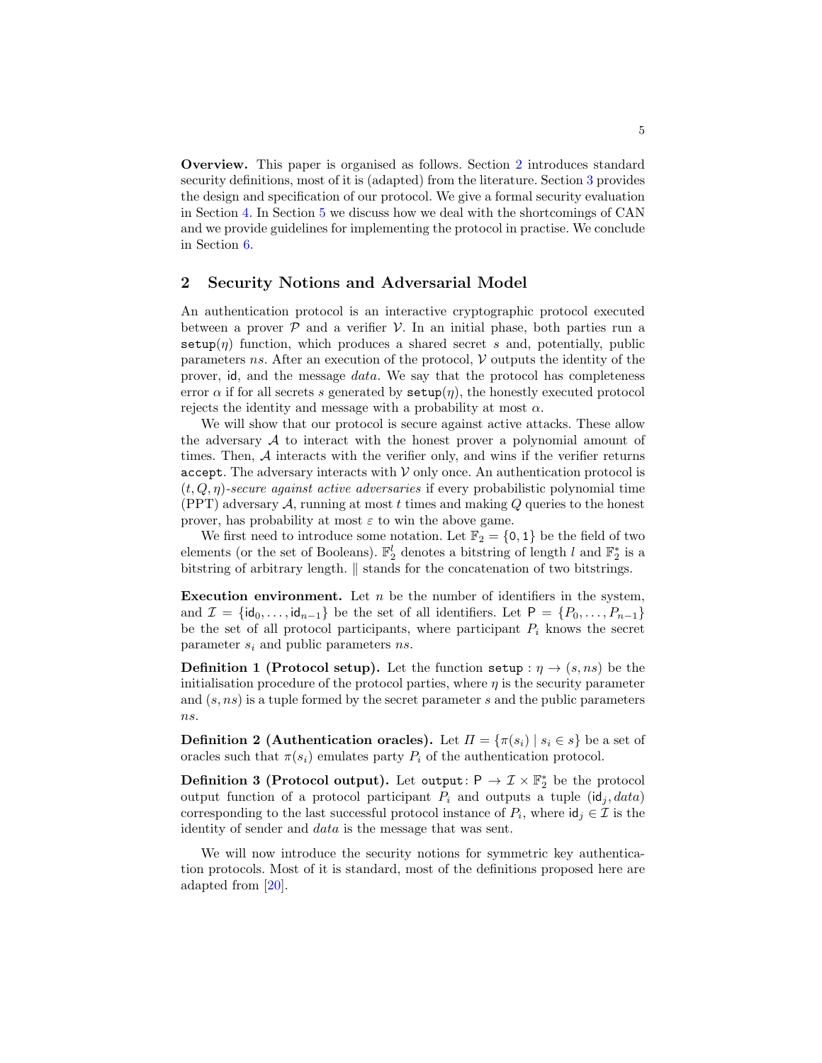**Overview.** This paper is organised as follows. Section 2 introduces standard security definitions, most of it is (adapted) from the literature. Section 3 provides the design and specification of our protocol. We give a formal security evaluation in Section 4. In Section 5 we discuss how we deal with the shortcomings of CAN and we provide guidelines for implementing the protocol in practise. We conclude in Section 6.

## 2 Security Notions and Adversarial Model

An authentication protocol is an interactive cryptographic protocol executed between a prover $\mathcal{P}$ and a verifier $\mathcal{V}$. In an initial phase, both parties run a $\texttt{setup}(\eta)$ function, which produces a shared secret $s$ and, potentially, public parameters $ns$. After an execution of the protocol, $\mathcal{V}$ outputs the identity of the prover, $\mathsf{id}$, and the message $data$. We say that the protocol has completeness error $\alpha$ if for all secrets $s$ generated by $\texttt{setup}(\eta)$, the honestly executed protocol rejects the identity and message with a probability at most $\alpha$.

We will show that our protocol is secure against active attacks. These allow the adversary $\mathcal{A}$ to interact with the honest prover a polynomial amount of times. Then, $\mathcal{A}$ interacts with the verifier only, and wins if the verifier returns $\texttt{accept}$. The adversary interacts with $\mathcal{V}$ only once. An authentication protocol is $(t, Q, \eta)$-*secure against active adversaries* if every probabilistic polynomial time (PPT) adversary $\mathcal{A}$, running at most $t$ times and making $Q$ queries to the honest prover, has probability at most $\varepsilon$ to win the above game.

We first need to introduce some notation. Let $\mathbb{F}_2 = \{\mathsf{0}, \mathsf{1}\}$ be the field of two elements (or the set of Booleans). $\mathbb{F}_2^l$ denotes a bitstring of length $l$ and $\mathbb{F}_2^*$ is a bitstring of arbitrary length. $\|$ stands for the concatenation of two bitstrings.

**Execution environment.** Let $n$ be the number of identifiers in the system, and $\mathcal{I} = \{\mathsf{id}_0, \ldots, \mathsf{id}_{n-1}\}$ be the set of all identifiers. Let $\mathsf{P} = \{P_0, \ldots, P_{n-1}\}$ be the set of all protocol participants, where participant $P_i$ knows the secret parameter $s_i$ and public parameters $ns$.

**Definition 1 (Protocol setup).** Let the function $\texttt{setup} : \eta \to (s, ns)$ be the initialisation procedure of the protocol parties, where $\eta$ is the security parameter and $(s, ns)$ is a tuple formed by the secret parameter $s$ and the public parameters $ns$.

**Definition 2 (Authentication oracles).** Let $\Pi = \{\pi(s_i) \mid s_i \in s\}$ be a set of oracles such that $\pi(s_i)$ emulates party $P_i$ of the authentication protocol.

**Definition 3 (Protocol output).** Let $\texttt{output}\colon \mathsf{P} \to \mathcal{I} \times \mathbb{F}_2^*$ be the protocol output function of a protocol participant $P_i$ and outputs a tuple $(\mathsf{id}_j, data)$ corresponding to the last successful protocol instance of $P_i$, where $\mathsf{id}_j \in \mathcal{I}$ is the identity of sender and $data$ is the message that was sent.

We will now introduce the security notions for symmetric key authentication protocols. Most of it is standard, most of the definitions proposed here are adapted from [20].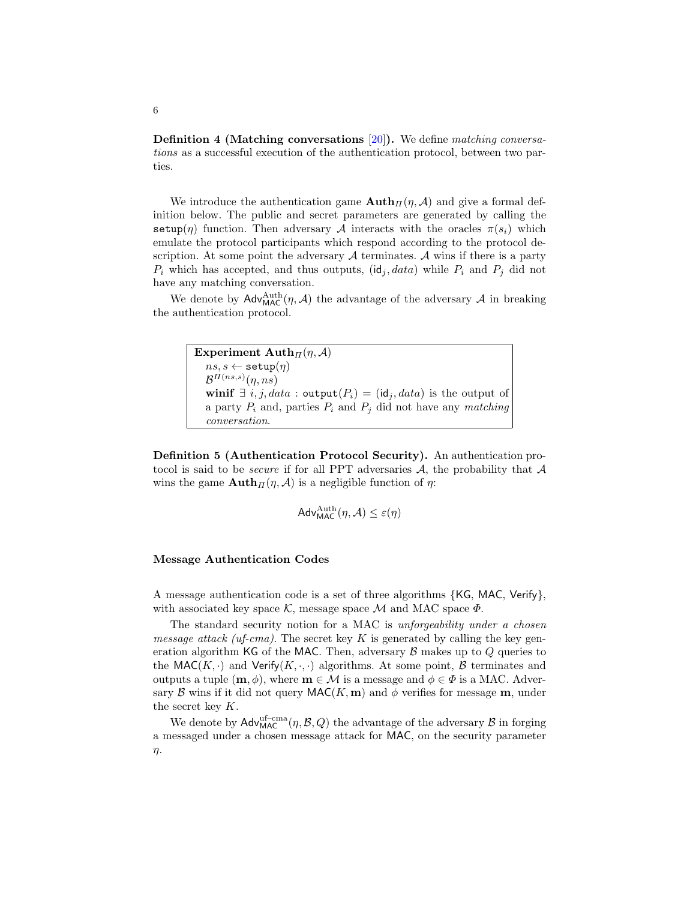**Definition 4 (Matching conversations [20]).** We define *matching conversations* as a successful execution of the authentication protocol, between two parties.

We introduce the authentication game $\mathbf{Auth}_{\Pi}(\eta, \mathcal{A})$ and give a formal definition below. The public and secret parameters are generated by calling the $\mathtt{setup}(\eta)$ function. Then adversary $\mathcal{A}$ interacts with the oracles $\pi(s_i)$ which emulate the protocol participants which respond according to the protocol description. At some point the adversary $\mathcal{A}$ terminates. $\mathcal{A}$ wins if there is a party $P_i$ which has accepted, and thus outputs, $(\mathsf{id}_j, data)$ while $P_i$ and $P_j$ did not have any matching conversation.

We denote by $\mathsf{Adv}^{\mathrm{Auth}}_{\mathsf{MAC}}(\eta, \mathcal{A})$ the advantage of the adversary $\mathcal{A}$ in breaking the authentication protocol.

```
Experiment Auth_Π(η, A)
  ns, s ← setup(η)
  B^{Π(ns,s)}(η, ns)
  winif ∃ i, j, data : output(P_i) = (id_j, data) is the output of
  a party P_i and, parties P_i and P_j did not have any matching
  conversation.
```

**Definition 5 (Authentication Protocol Security).** An authentication protocol is said to be *secure* if for all PPT adversaries $\mathcal{A}$, the probability that $\mathcal{A}$ wins the game $\mathbf{Auth}_{\Pi}(\eta, \mathcal{A})$ is a negligible function of $\eta$:

$$\mathsf{Adv}^{\mathrm{Auth}}_{\mathsf{MAC}}(\eta, \mathcal{A}) \leq \varepsilon(\eta)$$

#### Message Authentication Codes

A message authentication code is a set of three algorithms $\{\mathsf{KG}, \mathsf{MAC}, \mathsf{Verify}\}$, with associated key space $\mathcal{K}$, message space $\mathcal{M}$ and MAC space $\Phi$.

The standard security notion for a MAC is *unforgeability under a chosen message attack (uf-cma)*. The secret key $K$ is generated by calling the key generation algorithm $\mathsf{KG}$ of the $\mathsf{MAC}$. Then, adversary $\mathcal{B}$ makes up to $Q$ queries to the $\mathsf{MAC}(K, \cdot)$ and $\mathsf{Verify}(K, \cdot, \cdot)$ algorithms. At some point, $\mathcal{B}$ terminates and outputs a tuple $(\mathbf{m}, \phi)$, where $\mathbf{m} \in \mathcal{M}$ is a message and $\phi \in \Phi$ is a MAC. Adversary $\mathcal{B}$ wins if it did not query $\mathsf{MAC}(K, \mathbf{m})$ and $\phi$ verifies for message $\mathbf{m}$, under the secret key $K$.

We denote by $\mathsf{Adv}^{\mathrm{uf\text{-}cma}}_{\mathsf{MAC}}(\eta, \mathcal{B}, Q)$ the advantage of the adversary $\mathcal{B}$ in forging a messaged under a chosen message attack for $\mathsf{MAC}$, on the security parameter $\eta$.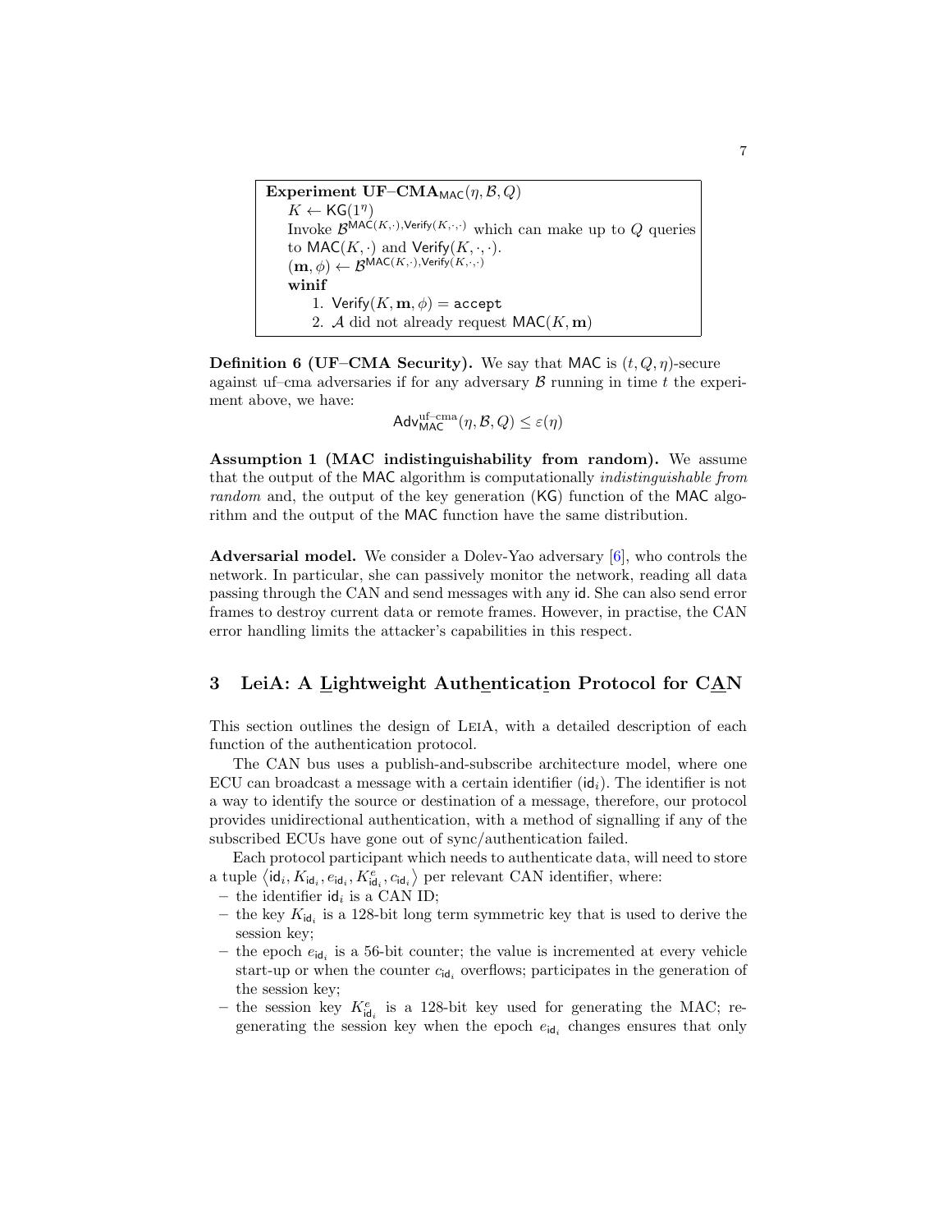**Experiment** $\mathbf{UF\text{–}CMA}_{\mathsf{MAC}}(\eta, \mathcal{B}, Q)$

$K \leftarrow \mathsf{KG}(1^\eta)$

Invoke $\mathcal{B}^{\mathsf{MAC}(K,\cdot),\mathsf{Verify}(K,\cdot,\cdot)}$ which can make up to $Q$ queries to $\mathsf{MAC}(K,\cdot)$ and $\mathsf{Verify}(K,\cdot,\cdot)$.

$(\mathbf{m}, \phi) \leftarrow \mathcal{B}^{\mathsf{MAC}(K,\cdot),\mathsf{Verify}(K,\cdot,\cdot)}$

**winif**

1. $\mathsf{Verify}(K, \mathbf{m}, \phi) = \mathtt{accept}$
2. $\mathcal{A}$ did not already request $\mathsf{MAC}(K, \mathbf{m})$

**Definition 6 (UF–CMA Security).** We say that MAC is $(t, Q, \eta)$-secure against uf–cma adversaries if for any adversary $\mathcal{B}$ running in time $t$ the experiment above, we have:

$$\mathsf{Adv}^{\text{uf–cma}}_{\mathsf{MAC}}(\eta, \mathcal{B}, Q) \leq \varepsilon(\eta)$$

**Assumption 1 (MAC indistinguishability from random).** We assume that the output of the MAC algorithm is computationally *indistinguishable from random* and, the output of the key generation (KG) function of the MAC algorithm and the output of the MAC function have the same distribution.

**Adversarial model.** We consider a Dolev-Yao adversary [6], who controls the network. In particular, she can passively monitor the network, reading all data passing through the CAN and send messages with any id. She can also send error frames to destroy current data or remote frames. However, in practise, the CAN error handling limits the attacker's capabilities in this respect.

## 3 LeiA: A Lightweight Authentication Protocol for CAN

This section outlines the design of LeiA, with a detailed description of each function of the authentication protocol.

The CAN bus uses a publish-and-subscribe architecture model, where one ECU can broadcast a message with a certain identifier ($\mathsf{id}_i$). The identifier is not a way to identify the source or destination of a message, therefore, our protocol provides unidirectional authentication, with a method of signalling if any of the subscribed ECUs have gone out of sync/authentication failed.

Each protocol participant which needs to authenticate data, will need to store a tuple $\langle \mathsf{id}_i, K_{\mathsf{id}_i}, e_{\mathsf{id}_i}, K^e_{\mathsf{id}_i}, c_{\mathsf{id}_i} \rangle$ per relevant CAN identifier, where:

- the identifier $\mathsf{id}_i$ is a CAN ID;
- the key $K_{\mathsf{id}_i}$ is a 128-bit long term symmetric key that is used to derive the session key;
- the epoch $e_{\mathsf{id}_i}$ is a 56-bit counter; the value is incremented at every vehicle start-up or when the counter $c_{\mathsf{id}_i}$ overflows; participates in the generation of the session key;
- the session key $K^e_{\mathsf{id}_i}$ is a 128-bit key used for generating the MAC; regenerating the session key when the epoch $e_{\mathsf{id}_i}$ changes ensures that only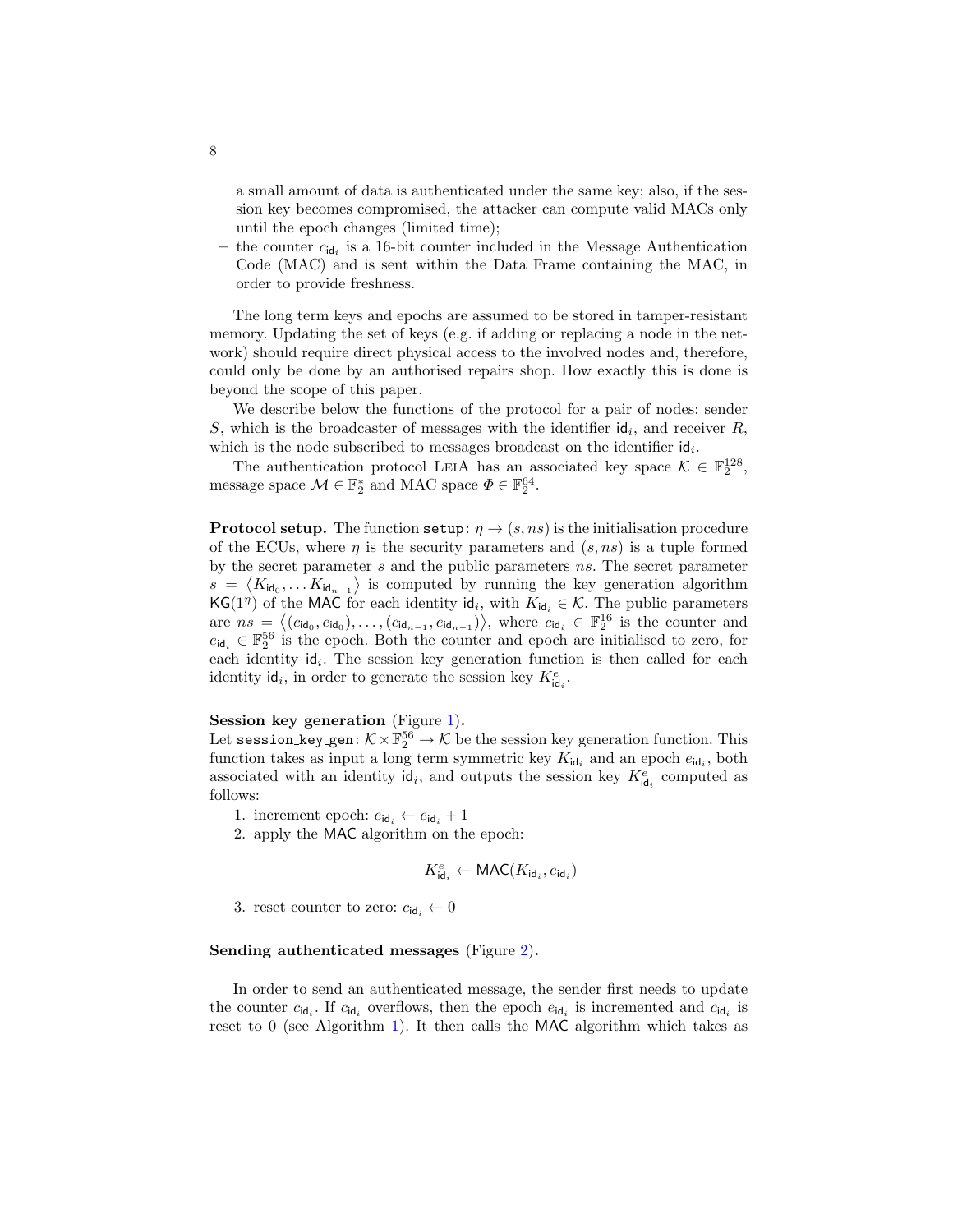a small amount of data is authenticated under the same key; also, if the session key becomes compromised, the attacker can compute valid MACs only until the epoch changes (limited time);

– the counter $c_{\mathsf{id}_i}$ is a 16-bit counter included in the Message Authentication Code (MAC) and is sent within the Data Frame containing the MAC, in order to provide freshness.

The long term keys and epochs are assumed to be stored in tamper-resistant memory. Updating the set of keys (e.g. if adding or replacing a node in the network) should require direct physical access to the involved nodes and, therefore, could only be done by an authorised repairs shop. How exactly this is done is beyond the scope of this paper.

We describe below the functions of the protocol for a pair of nodes: sender $S$, which is the broadcaster of messages with the identifier $\mathsf{id}_i$, and receiver $R$, which is the node subscribed to messages broadcast on the identifier $\mathsf{id}_i$.

The authentication protocol LeiA has an associated key space $\mathcal{K} \in \mathbb{F}_2^{128}$, message space $\mathcal{M} \in \mathbb{F}_2^*$ and MAC space $\Phi \in \mathbb{F}_2^{64}$.

**Protocol setup.** The function $\texttt{setup}\colon \eta \to (s, ns)$ is the initialisation procedure of the ECUs, where $\eta$ is the security parameters and $(s, ns)$ is a tuple formed by the secret parameter $s$ and the public parameters $ns$. The secret parameter $s = \langle K_{\mathsf{id}_0}, \dots K_{\mathsf{id}_{n-1}} \rangle$ is computed by running the key generation algorithm $\mathsf{KG}(1^\eta)$ of the $\mathsf{MAC}$ for each identity $\mathsf{id}_i$, with $K_{\mathsf{id}_i} \in \mathcal{K}$. The public parameters are $ns = \langle (c_{\mathsf{id}_0}, e_{\mathsf{id}_0}), \dots, (c_{\mathsf{id}_{n-1}}, e_{\mathsf{id}_{n-1}}) \rangle$, where $c_{\mathsf{id}_i} \in \mathbb{F}_2^{16}$ is the counter and $e_{\mathsf{id}_i} \in \mathbb{F}_2^{56}$ is the epoch. Both the counter and epoch are initialised to zero, for each identity $\mathsf{id}_i$. The session key generation function is then called for each identity $\mathsf{id}_i$, in order to generate the session key $K^e_{\mathsf{id}_i}$.

**Session key generation** (Figure 1)**.**
Let $\texttt{session\_key\_gen}\colon \mathcal{K} \times \mathbb{F}_2^{56} \to \mathcal{K}$ be the session key generation function. This function takes as input a long term symmetric key $K_{\mathsf{id}_i}$ and an epoch $e_{\mathsf{id}_i}$, both associated with an identity $\mathsf{id}_i$, and outputs the session key $K^e_{\mathsf{id}_i}$ computed as follows:

1. increment epoch: $e_{\mathsf{id}_i} \leftarrow e_{\mathsf{id}_i} + 1$
2. apply the $\mathsf{MAC}$ algorithm on the epoch:
$$K^e_{\mathsf{id}_i} \leftarrow \mathsf{MAC}(K_{\mathsf{id}_i}, e_{\mathsf{id}_i})$$
3. reset counter to zero: $c_{\mathsf{id}_i} \leftarrow 0$

**Sending authenticated messages** (Figure 2)**.**

In order to send an authenticated message, the sender first needs to update the counter $c_{\mathsf{id}_i}$. If $c_{\mathsf{id}_i}$ overflows, then the epoch $e_{\mathsf{id}_i}$ is incremented and $c_{\mathsf{id}_i}$ is reset to 0 (see Algorithm 1). It then calls the $\mathsf{MAC}$ algorithm which takes as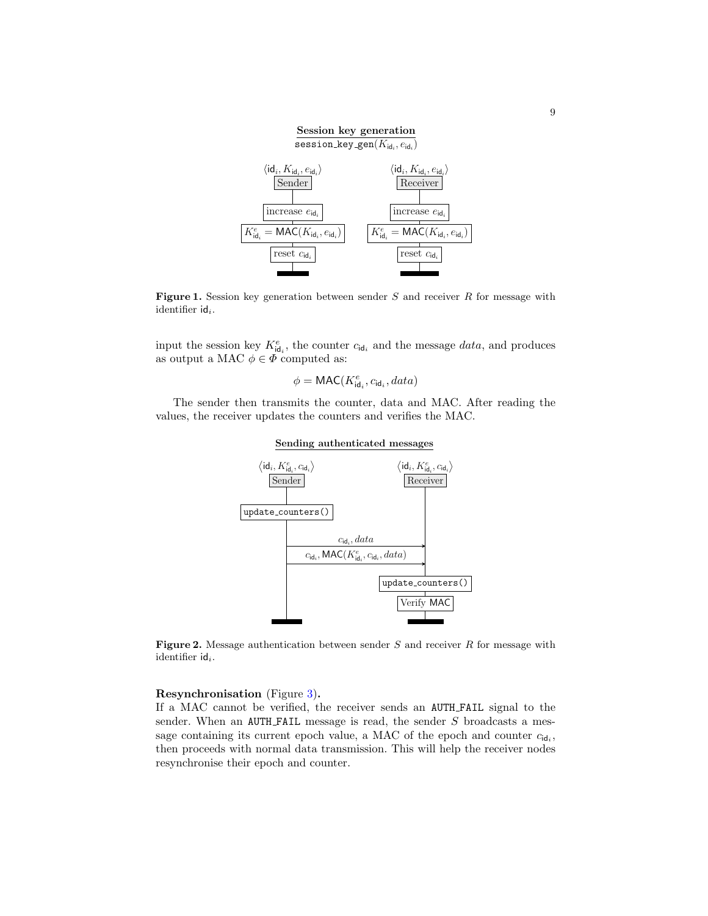**Session key generation**

`session_key_gen`$(K_{\mathsf{id}_i}, e_{\mathsf{id}_i})$

| $\langle \mathsf{id}_i, K_{\mathsf{id}_i}, e_{\mathsf{id}_i} \rangle$ Sender | $\langle \mathsf{id}_i, K_{\mathsf{id}_i}, e_{\mathsf{id}_i} \rangle$ Receiver |
| --- | --- |
| increase $e_{\mathsf{id}_i}$ | increase $e_{\mathsf{id}_i}$ |
| $K^e_{\mathsf{id}_i} = \mathsf{MAC}(K_{\mathsf{id}_i}, e_{\mathsf{id}_i})$ | $K^e_{\mathsf{id}_i} = \mathsf{MAC}(K_{\mathsf{id}_i}, e_{\mathsf{id}_i})$ |
| reset $c_{\mathsf{id}_i}$ | reset $c_{\mathsf{id}_i}$ |

**Figure 1.** Session key generation between sender $S$ and receiver $R$ for message with identifier $\mathsf{id}_i$.

input the session key $K^e_{\mathsf{id}_i}$, the counter $c_{\mathsf{id}_i}$ and the message $data$, and produces as output a MAC $\phi \in \Phi$ computed as:

$$\phi = \mathsf{MAC}(K^e_{\mathsf{id}_i}, c_{\mathsf{id}_i}, data)$$

The sender then transmits the counter, data and MAC. After reading the values, the receiver updates the counters and verifies the MAC.

**Sending authenticated messages**

Sender $\langle \mathsf{id}_i, K^e_{\mathsf{id}_i}, c_{\mathsf{id}_i} \rangle$: `update_counters()`

Sender → Receiver: $c_{\mathsf{id}_i}, data$

Sender → Receiver: $c_{\mathsf{id}_i}, \mathsf{MAC}(K^e_{\mathsf{id}_i}, c_{\mathsf{id}_i}, data)$

Receiver $\langle \mathsf{id}_i, K^e_{\mathsf{id}_i}, c_{\mathsf{id}_i} \rangle$: `update_counters()`, Verify $\mathsf{MAC}$

**Figure 2.** Message authentication between sender $S$ and receiver $R$ for message with identifier $\mathsf{id}_i$.

**Resynchronisation** (Figure 3)**.**

If a MAC cannot be verified, the receiver sends an `AUTH_FAIL` signal to the sender. When an `AUTH_FAIL` message is read, the sender $S$ broadcasts a message containing its current epoch value, a MAC of the epoch and counter $c_{\mathsf{id}_i}$, then proceeds with normal data transmission. This will help the receiver nodes resynchronise their epoch and counter.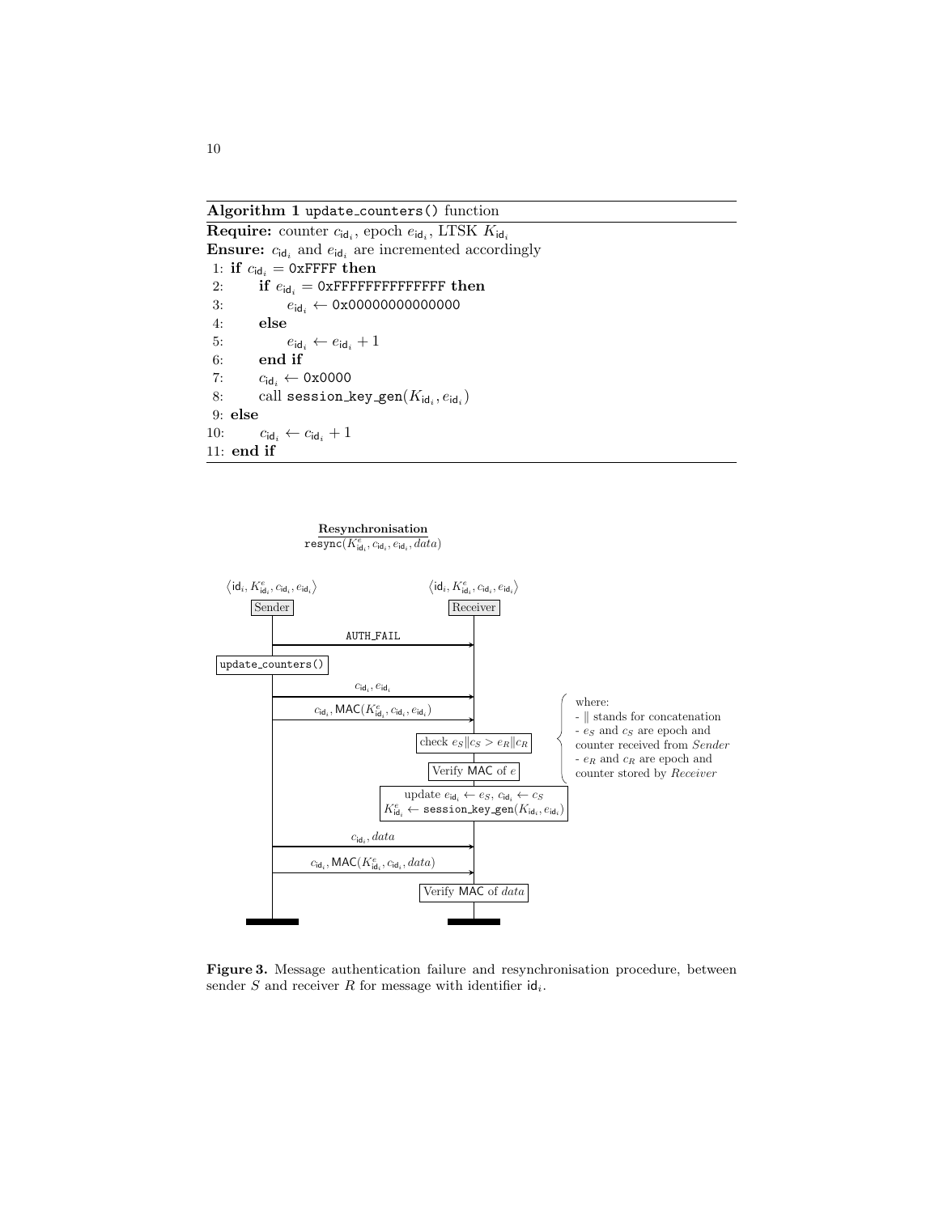**Algorithm 1** `update_counters()` function

**Require:** counter $c_{\mathsf{id}_i}$, epoch $e_{\mathsf{id}_i}$, LTSK $K_{\mathsf{id}_i}$
**Ensure:** $c_{\mathsf{id}_i}$ and $e_{\mathsf{id}_i}$ are incremented accordingly

```
 1: if c_id_i = 0xFFFF then
 2:     if e_id_i = 0xFFFFFFFFFFFFFF then
 3:         e_id_i ← 0x00000000000000
 4:     else
 5:         e_id_i ← e_id_i + 1
 6:     end if
 7:     c_id_i ← 0x0000
 8:     call session_key_gen(K_id_i, e_id_i)
 9: else
10:     c_id_i ← c_id_i + 1
11: end if
```

**Resynchronisation**
`resync`$(K^e_{\mathsf{id}_i}, c_{\mathsf{id}_i}, e_{\mathsf{id}_i}, data)$

Sender $\langle \mathsf{id}_i, K^e_{\mathsf{id}_i}, c_{\mathsf{id}_i}, e_{\mathsf{id}_i} \rangle$ — Receiver $\langle \mathsf{id}_i, K^e_{\mathsf{id}_i}, c_{\mathsf{id}_i}, e_{\mathsf{id}_i} \rangle$

- Sender → Receiver: `AUTH_FAIL`
- Sender: `update_counters()`
- Sender → Receiver: $c_{\mathsf{id}_i}, e_{\mathsf{id}_i}$
- Sender → Receiver: $c_{\mathsf{id}_i}, \mathsf{MAC}(K^e_{\mathsf{id}_i}, c_{\mathsf{id}_i}, e_{\mathsf{id}_i})$
- Receiver: check $e_S \| c_S > e_R \| c_R$
- Receiver: Verify $\mathsf{MAC}$ of $e$
- Receiver: update $e_{\mathsf{id}_i} \leftarrow e_S$, $c_{\mathsf{id}_i} \leftarrow c_S$; $K^e_{\mathsf{id}_i} \leftarrow$ `session_key_gen`$(K_{\mathsf{id}_i}, e_{\mathsf{id}_i})$
- Sender → Receiver: $c_{\mathsf{id}_i}, data$
- Sender → Receiver: $c_{\mathsf{id}_i}, \mathsf{MAC}(K^e_{\mathsf{id}_i}, c_{\mathsf{id}_i}, data)$
- Receiver: Verify $\mathsf{MAC}$ of $data$

where:
- $\|$ stands for concatenation
- $e_S$ and $c_S$ are epoch and counter received from *Sender*
- $e_R$ and $c_R$ are epoch and counter stored by *Receiver*

**Figure 3.** Message authentication failure and resynchronisation procedure, between sender $S$ and receiver $R$ for message with identifier $\mathsf{id}_i$.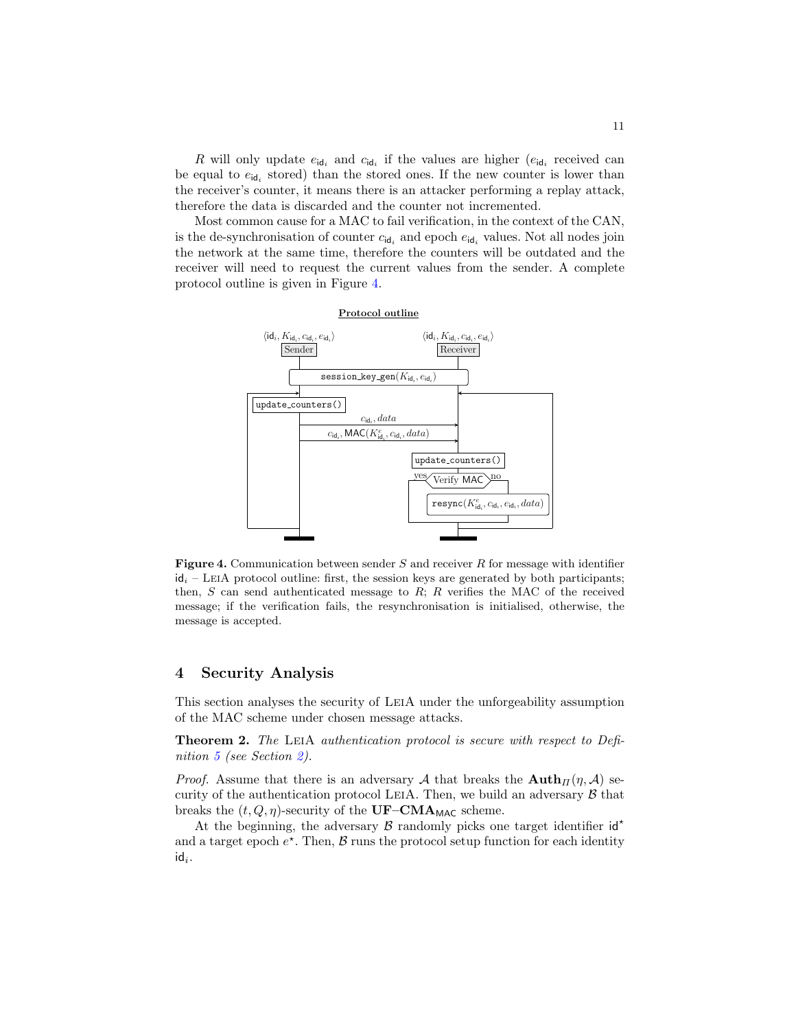$R$ will only update $e_{\mathsf{id}_i}$ and $c_{\mathsf{id}_i}$ if the values are higher ($e_{\mathsf{id}_i}$ received can be equal to $e_{\mathsf{id}_i}$ stored) than the stored ones. If the new counter is lower than the receiver's counter, it means there is an attacker performing a replay attack, therefore the data is discarded and the counter not incremented.

Most common cause for a MAC to fail verification, in the context of the CAN, is the de-synchronisation of counter $c_{\mathsf{id}_i}$ and epoch $e_{\mathsf{id}_i}$ values. Not all nodes join the network at the same time, therefore the counters will be outdated and the receiver will need to request the current values from the sender. A complete protocol outline is given in Figure 4.

**Protocol outline**

Sender $\langle \mathsf{id}_i, K_{\mathsf{id}_i}, c_{\mathsf{id}_i}, e_{\mathsf{id}_i} \rangle$ — Receiver $\langle \mathsf{id}_i, K_{\mathsf{id}_i}, c_{\mathsf{id}_i}, e_{\mathsf{id}_i} \rangle$

`session_key_gen`$(K_{\mathsf{id}_i}, e_{\mathsf{id}_i})$

Sender: `update_counters()`

Sender → Receiver: $c_{\mathsf{id}_i}, data$

Sender → Receiver: $c_{\mathsf{id}_i}, \mathsf{MAC}(K^{e}_{\mathsf{id}_i}, c_{\mathsf{id}_i}, data)$

Receiver: `update_counters()`

Verify MAC — yes / no

no: `resync`$(K^{e}_{\mathsf{id}_i}, c_{\mathsf{id}_i}, e_{\mathsf{id}_i}, data)$

**Figure 4.** Communication between sender $S$ and receiver $R$ for message with identifier $\mathsf{id}_i$ – LeiA protocol outline: first, the session keys are generated by both participants; then, $S$ can send authenticated message to $R$; $R$ verifies the MAC of the received message; if the verification fails, the resynchronisation is initialised, otherwise, the message is accepted.

## 4 Security Analysis

This section analyses the security of LeiA under the unforgeability assumption of the MAC scheme under chosen message attacks.

**Theorem 2.** *The* LeiA *authentication protocol is secure with respect to Definition 5 (see Section 2).*

*Proof.* Assume that there is an adversary $\mathcal{A}$ that breaks the $\mathbf{Auth}_{\Pi}(\eta, \mathcal{A})$ security of the authentication protocol LeiA. Then, we build an adversary $\mathcal{B}$ that breaks the $(t, Q, \eta)$-security of the $\mathbf{UF\text{–}CMA}_{\mathsf{MAC}}$ scheme.

At the beginning, the adversary $\mathcal{B}$ randomly picks one target identifier $\mathsf{id}^{\star}$ and a target epoch $e^{\star}$. Then, $\mathcal{B}$ runs the protocol setup function for each identity $\mathsf{id}_i$.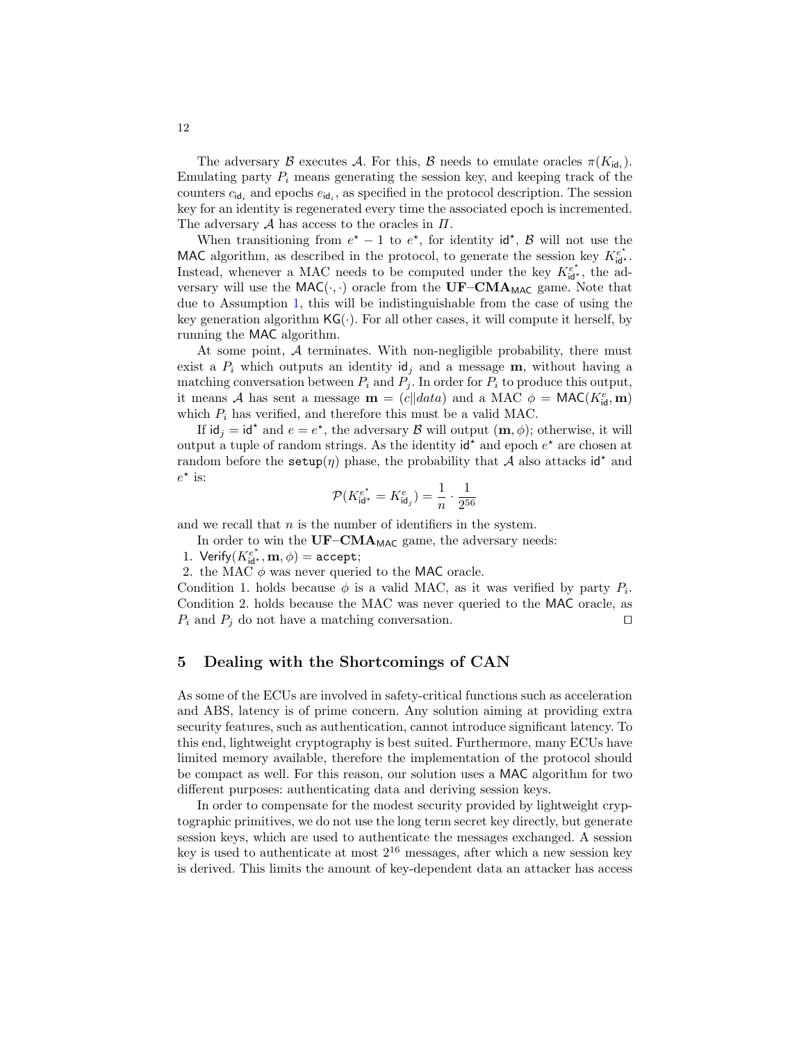The adversary $\mathcal{B}$ executes $\mathcal{A}$. For this, $\mathcal{B}$ needs to emulate oracles $\pi(K_{\mathsf{id}_i})$. Emulating party $P_i$ means generating the session key, and keeping track of the counters $c_{\mathsf{id}_i}$ and epochs $e_{\mathsf{id}_i}$, as specified in the protocol description. The session key for an identity is regenerated every time the associated epoch is incremented. The adversary $\mathcal{A}$ has access to the oracles in $\Pi$.

When transitioning from $e^\star - 1$ to $e^\star$, for identity $\mathsf{id}^\star$, $\mathcal{B}$ will not use the $\mathsf{MAC}$ algorithm, as described in the protocol, to generate the session key $K_{\mathsf{id}^\star}^{e^\star}$. Instead, whenever a MAC needs to be computed under the key $K_{\mathsf{id}^\star}^{e^\star}$, the adversary will use the $\mathsf{MAC}(\cdot,\cdot)$ oracle from the $\mathbf{UF\text{–}CMA}_{\mathsf{MAC}}$ game. Note that due to Assumption 1, this will be indistinguishable from the case of using the key generation algorithm $\mathsf{KG}(\cdot)$. For all other cases, it will compute it herself, by running the $\mathsf{MAC}$ algorithm.

At some point, $\mathcal{A}$ terminates. With non-negligible probability, there must exist a $P_i$ which outputs an identity $\mathsf{id}_j$ and a message $\mathbf{m}$, without having a matching conversation between $P_i$ and $P_j$. In order for $P_i$ to produce this output, it means $\mathcal{A}$ has sent a message $\mathbf{m} = (c\|data)$ and a MAC $\phi = \mathsf{MAC}(K_{\mathsf{id}}^e, \mathbf{m})$ which $P_i$ has verified, and therefore this must be a valid MAC.

If $\mathsf{id}_j = \mathsf{id}^\star$ and $e = e^\star$, the adversary $\mathcal{B}$ will output $(\mathbf{m}, \phi)$; otherwise, it will output a tuple of random strings. As the identity $\mathsf{id}^\star$ and epoch $e^\star$ are chosen at random before the $\mathtt{setup}(\eta)$ phase, the probability that $\mathcal{A}$ also attacks $\mathsf{id}^\star$ and $e^\star$ is:

$$\mathcal{P}(K_{\mathsf{id}^\star}^{e^\star} = K_{\mathsf{id}_j}^{e}) = \frac{1}{n} \cdot \frac{1}{2^{56}}$$

and we recall that $n$ is the number of identifiers in the system.

In order to win the $\mathbf{UF\text{–}CMA}_{\mathsf{MAC}}$ game, the adversary needs:

1. $\mathsf{Verify}(K_{\mathsf{id}^\star}^{e^\star}, \mathbf{m}, \phi) = \mathtt{accept}$;
2. the MAC $\phi$ was never queried to the $\mathsf{MAC}$ oracle.

Condition 1. holds because $\phi$ is a valid MAC, as it was verified by party $P_i$. Condition 2. holds because the MAC was never queried to the $\mathsf{MAC}$ oracle, as $P_i$ and $P_j$ do not have a matching conversation. ◻

## 5 Dealing with the Shortcomings of CAN

As some of the ECUs are involved in safety-critical functions such as acceleration and ABS, latency is of prime concern. Any solution aiming at providing extra security features, such as authentication, cannot introduce significant latency. To this end, lightweight cryptography is best suited. Furthermore, many ECUs have limited memory available, therefore the implementation of the protocol should be compact as well. For this reason, our solution uses a $\mathsf{MAC}$ algorithm for two different purposes: authenticating data and deriving session keys.

In order to compensate for the modest security provided by lightweight cryptographic primitives, we do not use the long term secret key directly, but generate session keys, which are used to authenticate the messages exchanged. A session key is used to authenticate at most $2^{16}$ messages, after which a new session key is derived. This limits the amount of key-dependent data an attacker has access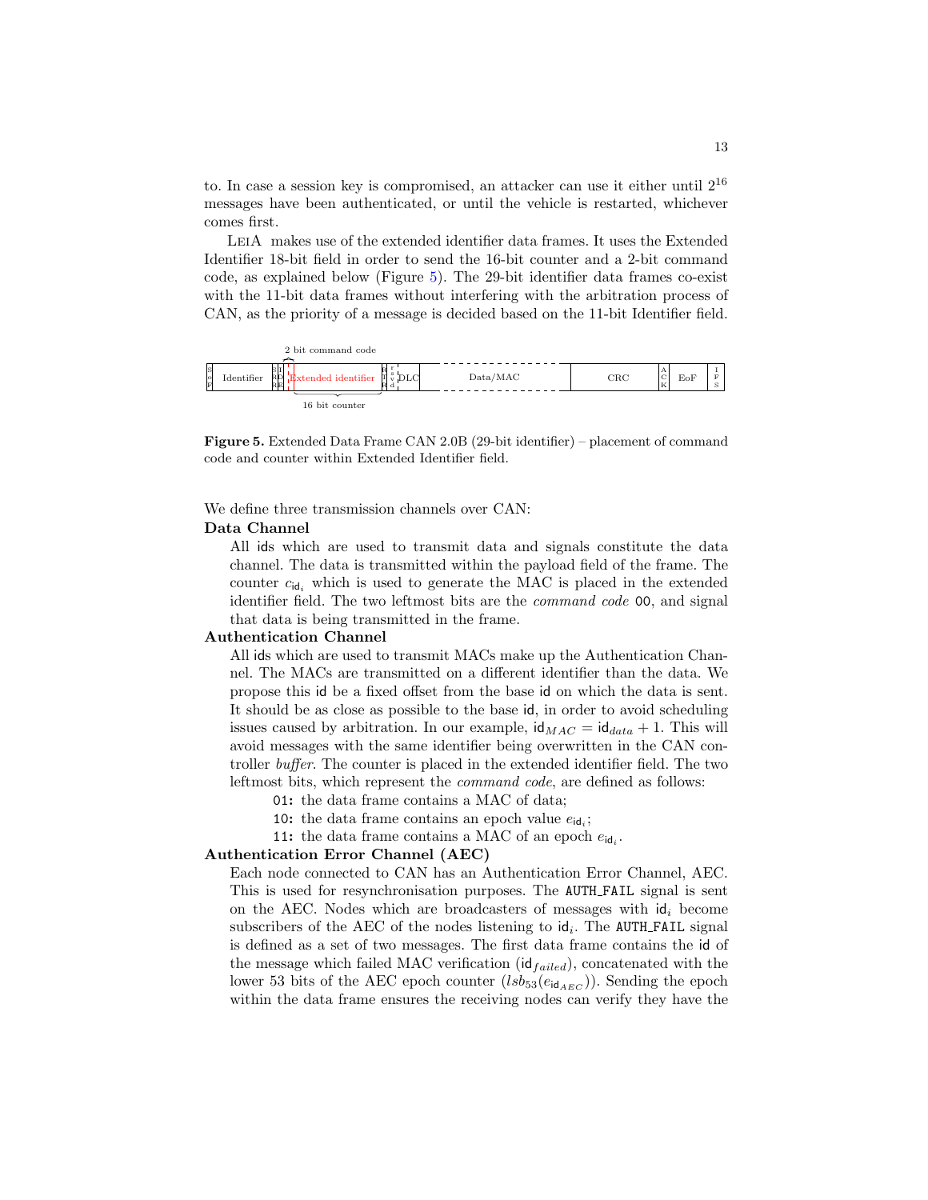to. In case a session key is compromised, an attacker can use it either until $2^{16}$ messages have been authenticated, or until the vehicle is restarted, whichever comes first.

LeiA makes use of the extended identifier data frames. It uses the Extended Identifier 18-bit field in order to send the 16-bit counter and a 2-bit command code, as explained below (Figure 5). The 29-bit identifier data frames co-exist with the 11-bit data frames without interfering with the arbitration process of CAN, as the priority of a message is decided based on the 11-bit Identifier field.

**Figure 5.** Extended Data Frame CAN 2.0B (29-bit identifier) – placement of command code and counter within Extended Identifier field.

We define three transmission channels over CAN:

**Data Channel**

All ids which are used to transmit data and signals constitute the data channel. The data is transmitted within the payload field of the frame. The counter $c_{\mathsf{id}_i}$ which is used to generate the MAC is placed in the extended identifier field. The two leftmost bits are the *command code* 00, and signal that data is being transmitted in the frame.

**Authentication Channel**

All ids which are used to transmit MACs make up the Authentication Channel. The MACs are transmitted on a different identifier than the data. We propose this id be a fixed offset from the base id on which the data is sent. It should be as close as possible to the base id, in order to avoid scheduling issues caused by arbitration. In our example, $\mathsf{id}_{MAC} = \mathsf{id}_{data} + 1$. This will avoid messages with the same identifier being overwritten in the CAN controller *buffer*. The counter is placed in the extended identifier field. The two leftmost bits, which represent the *command code*, are defined as follows:

- **01:** the data frame contains a MAC of data;
- **10:** the data frame contains an epoch value $e_{\mathsf{id}_i}$;
- **11:** the data frame contains a MAC of an epoch $e_{\mathsf{id}_i}$.

**Authentication Error Channel (AEC)**

Each node connected to CAN has an Authentication Error Channel, AEC. This is used for resynchronisation purposes. The AUTH_FAIL signal is sent on the AEC. Nodes which are broadcasters of messages with $\mathsf{id}_i$ become subscribers of the AEC of the nodes listening to $\mathsf{id}_i$. The AUTH_FAIL signal is defined as a set of two messages. The first data frame contains the id of the message which failed MAC verification ($\mathsf{id}_{failed}$), concatenated with the lower 53 bits of the AEC epoch counter ($lsb_{53}(e_{\mathsf{id}_{AEC}})$). Sending the epoch within the data frame ensures the receiving nodes can verify they have the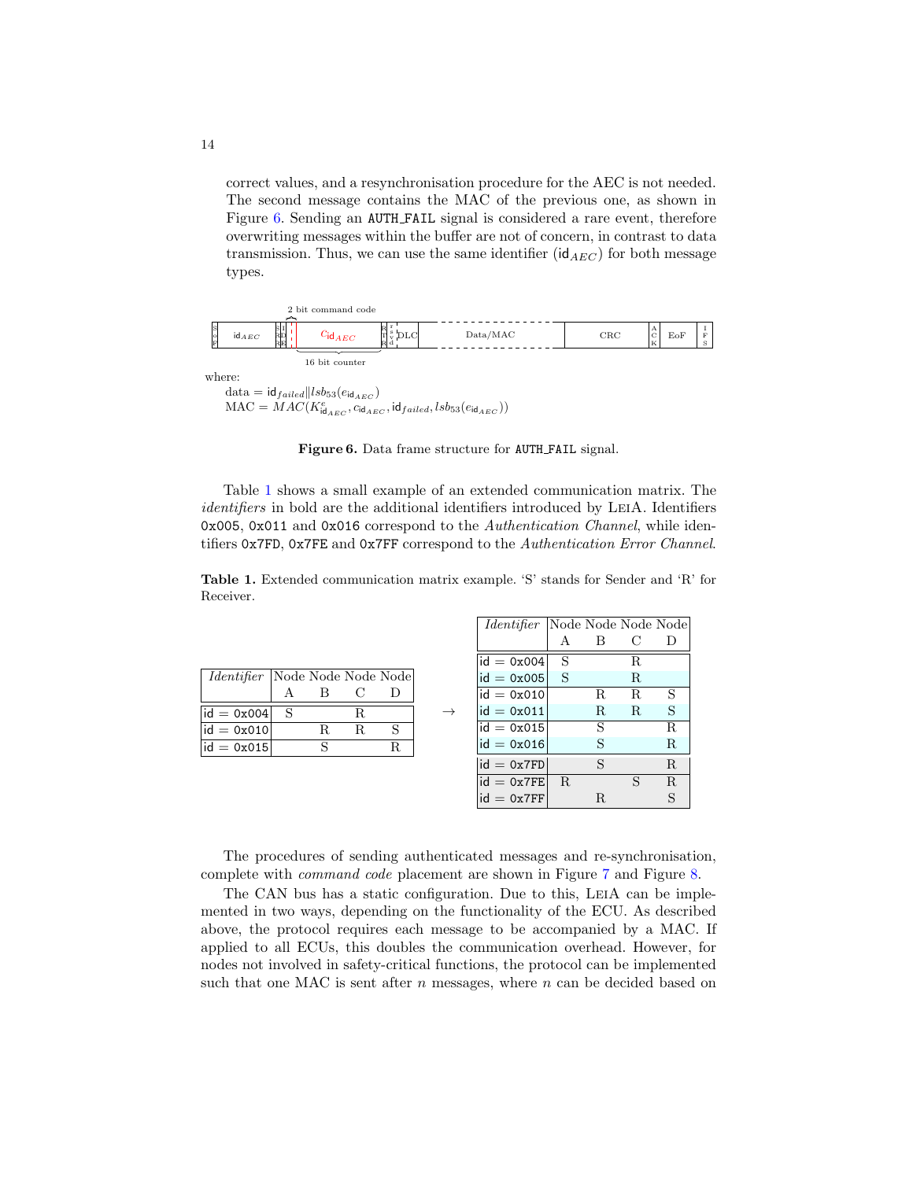correct values, and a resynchronisation procedure for the AEC is not needed. The second message contains the MAC of the previous one, as shown in Figure 6. Sending an AUTH_FAIL signal is considered a rare event, therefore overwriting messages within the buffer are not of concern, in contrast to data transmission. Thus, we can use the same identifier ($\mathsf{id}_{AEC}$) for both message types.

| SoF | $\mathsf{id}_{AEC}$ | SRR | IDE | 2 bit command code | $c_{\mathsf{id}_{AEC}}$ (16 bit counter) | RTR | rsvd | DLC | Data/MAC | CRC | ACK | EoF | IFS |
|---|---|---|---|---|---|---|---|---|---|---|---|---|---|

where:

data = $\mathsf{id}_{failed} \| lsb_{53}(e_{\mathsf{id}_{AEC}})$

MAC = $MAC(K^{e}_{\mathsf{id}_{AEC}}, c_{\mathsf{id}_{AEC}}, \mathsf{id}_{failed}, lsb_{53}(e_{\mathsf{id}_{AEC}}))$

**Figure 6.** Data frame structure for AUTH_FAIL signal.

Table 1 shows a small example of an extended communication matrix. The *identifiers* in bold are the additional identifiers introduced by LeiA. Identifiers 0x005, 0x011 and 0x016 correspond to the *Authentication Channel*, while identifiers 0x7FD, 0x7FE and 0x7FF correspond to the *Authentication Error Channel*.

**Table 1.** Extended communication matrix example. 'S' stands for Sender and 'R' for Receiver.

| *Identifier* | Node A | Node B | Node C | Node D |
|---|---|---|---|---|
| id = 0x004 | S | | R | |
| id = 0x010 | | R | R | S |
| id = 0x015 | | S | | R |

→

| *Identifier* | Node A | Node B | Node C | Node D |
|---|---|---|---|---|
| id = 0x004 | S | | R | |
| **id = 0x005** | S | | R | |
| id = 0x010 | | R | R | S |
| **id = 0x011** | | R | R | S |
| id = 0x015 | | S | | R |
| **id = 0x016** | | S | | R |
| **id = 0x7FD** | | S | | R |
| **id = 0x7FE** | R | | S | R |
| **id = 0x7FF** | | R | | S |

The procedures of sending authenticated messages and re-synchronisation, complete with *command code* placement are shown in Figure 7 and Figure 8.

The CAN bus has a static configuration. Due to this, LeiA can be implemented in two ways, depending on the functionality of the ECU. As described above, the protocol requires each message to be accompanied by a MAC. If applied to all ECUs, this doubles the communication overhead. However, for nodes not involved in safety-critical functions, the protocol can be implemented such that one MAC is sent after $n$ messages, where $n$ can be decided based on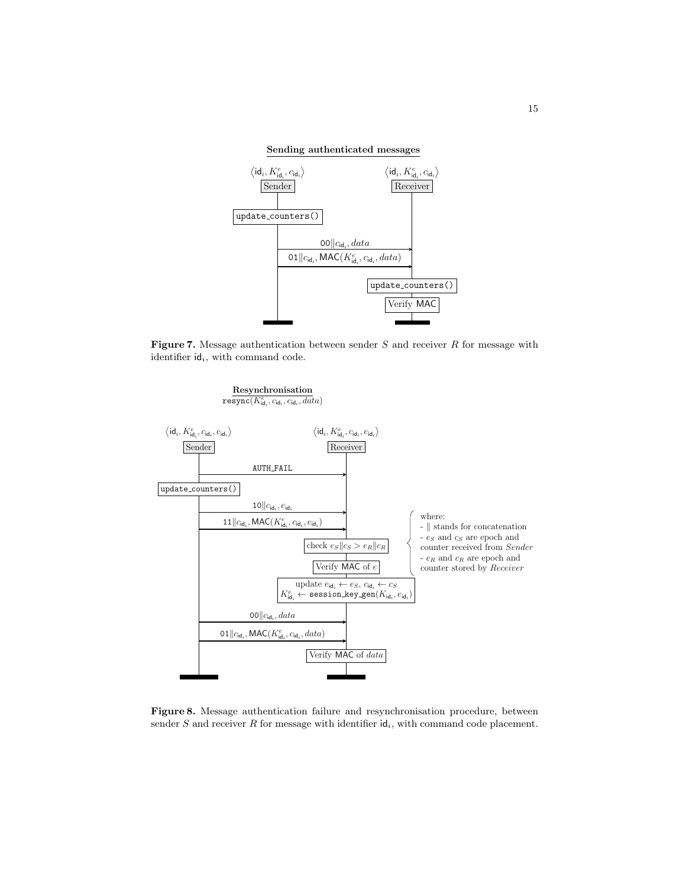**Sending authenticated messages**

$\langle \mathsf{id}_i, K^e_{\mathsf{id}_i}, c_{\mathsf{id}_i} \rangle$ Sender — $\langle \mathsf{id}_i, K^e_{\mathsf{id}_i}, c_{\mathsf{id}_i} \rangle$ Receiver

Sender: `update_counters()`

Sender → Receiver: $\mathsf{00} \| c_{\mathsf{id}_i}, data$

Sender → Receiver: $\mathsf{01} \| c_{\mathsf{id}_i}, \mathsf{MAC}(K^e_{\mathsf{id}_i}, c_{\mathsf{id}_i}, data)$

Receiver: `update_counters()`

Receiver: Verify $\mathsf{MAC}$

**Figure 7.** Message authentication between sender $S$ and receiver $R$ for message with identifier $\mathsf{id}_i$, with command code.

**Resynchronisation**
$\texttt{resync}(K^e_{\mathsf{id}_i}, c_{\mathsf{id}_i}, e_{\mathsf{id}_i}, data)$

$\langle \mathsf{id}_i, K^e_{\mathsf{id}_i}, c_{\mathsf{id}_i}, e_{\mathsf{id}_i} \rangle$ Sender — $\langle \mathsf{id}_i, K^e_{\mathsf{id}_i}, c_{\mathsf{id}_i}, e_{\mathsf{id}_i} \rangle$ Receiver

Sender → Receiver: AUTH_FAIL

Sender: `update_counters()`

Sender → Receiver: $\mathsf{10} \| c_{\mathsf{id}_i}, e_{\mathsf{id}_i}$

Sender → Receiver: $\mathsf{11} \| c_{\mathsf{id}_i}, \mathsf{MAC}(K^e_{\mathsf{id}_i}, c_{\mathsf{id}_i}, e_{\mathsf{id}_i})$

Receiver: check $e_S \| c_S > e_R \| c_R$

Receiver: Verify $\mathsf{MAC}$ of $e$

Receiver: update $e_{\mathsf{id}_i} \leftarrow e_S$, $c_{\mathsf{id}_i} \leftarrow c_S$; $K^e_{\mathsf{id}_i} \leftarrow \texttt{session\_key\_gen}(K_{\mathsf{id}_i}, e_{\mathsf{id}_i})$

Sender → Receiver: $\mathsf{00} \| c_{\mathsf{id}_i}, data$

Sender → Receiver: $\mathsf{01} \| c_{\mathsf{id}_i}, \mathsf{MAC}(K^e_{\mathsf{id}_i}, c_{\mathsf{id}_i}, data)$

Receiver: Verify $\mathsf{MAC}$ of $data$

where:
- $\|$ stands for concatenation
- $e_S$ and $c_S$ are epoch and counter received from *Sender*
- $e_R$ and $c_R$ are epoch and counter stored by *Receiver*

**Figure 8.** Message authentication failure and resynchronisation procedure, between sender $S$ and receiver $R$ for message with identifier $\mathsf{id}_i$, with command code placement.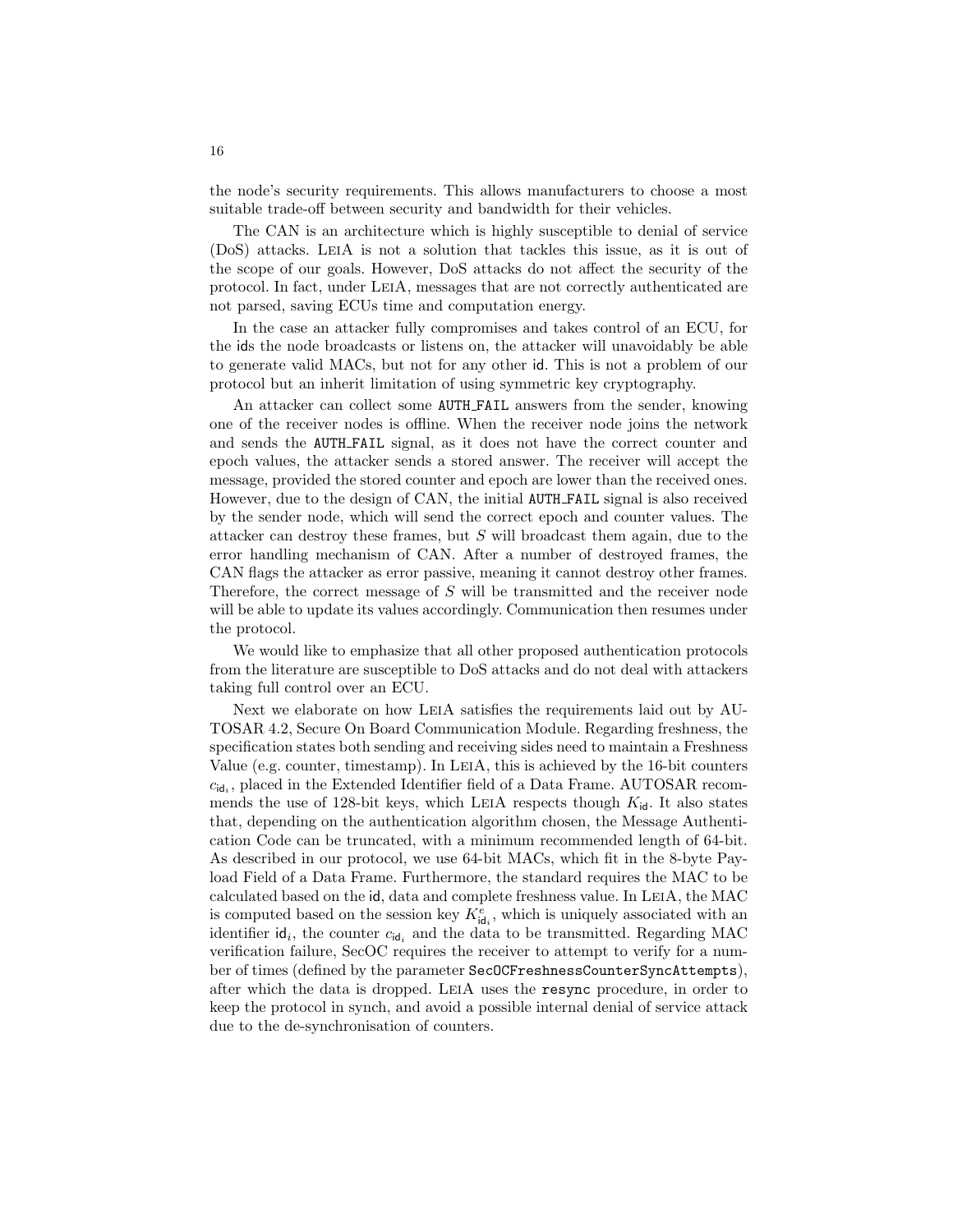the node's security requirements. This allows manufacturers to choose a most suitable trade-off between security and bandwidth for their vehicles.

The CAN is an architecture which is highly susceptible to denial of service (DoS) attacks. LeiA is not a solution that tackles this issue, as it is out of the scope of our goals. However, DoS attacks do not affect the security of the protocol. In fact, under LeiA, messages that are not correctly authenticated are not parsed, saving ECUs time and computation energy.

In the case an attacker fully compromises and takes control of an ECU, for the $\mathsf{id}$s the node broadcasts or listens on, the attacker will unavoidably be able to generate valid MACs, but not for any other $\mathsf{id}$. This is not a problem of our protocol but an inherit limitation of using symmetric key cryptography.

An attacker can collect some `AUTH_FAIL` answers from the sender, knowing one of the receiver nodes is offline. When the receiver node joins the network and sends the `AUTH_FAIL` signal, as it does not have the correct counter and epoch values, the attacker sends a stored answer. The receiver will accept the message, provided the stored counter and epoch are lower than the received ones. However, due to the design of CAN, the initial `AUTH_FAIL` signal is also received by the sender node, which will send the correct epoch and counter values. The attacker can destroy these frames, but $S$ will broadcast them again, due to the error handling mechanism of CAN. After a number of destroyed frames, the CAN flags the attacker as error passive, meaning it cannot destroy other frames. Therefore, the correct message of $S$ will be transmitted and the receiver node will be able to update its values accordingly. Communication then resumes under the protocol.

We would like to emphasize that all other proposed authentication protocols from the literature are susceptible to DoS attacks and do not deal with attackers taking full control over an ECU.

Next we elaborate on how LeiA satisfies the requirements laid out by AUTOSAR 4.2, Secure On Board Communication Module. Regarding freshness, the specification states both sending and receiving sides need to maintain a Freshness Value (e.g. counter, timestamp). In LeiA, this is achieved by the 16-bit counters $c_{\mathsf{id}_i}$, placed in the Extended Identifier field of a Data Frame. AUTOSAR recommends the use of 128-bit keys, which LeiA respects though $K_{\mathsf{id}}$. It also states that, depending on the authentication algorithm chosen, the Message Authentication Code can be truncated, with a minimum recommended length of 64-bit. As described in our protocol, we use 64-bit MACs, which fit in the 8-byte Payload Field of a Data Frame. Furthermore, the standard requires the MAC to be calculated based on the $\mathsf{id}$, data and complete freshness value. In LeiA, the MAC is computed based on the session key $K^e_{\mathsf{id}_i}$, which is uniquely associated with an identifier $\mathsf{id}_i$, the counter $c_{\mathsf{id}_i}$ and the data to be transmitted. Regarding MAC verification failure, SecOC requires the receiver to attempt to verify for a number of times (defined by the parameter `SecOCFreshnessCounterSyncAttempts`), after which the data is dropped. LeiA uses the `resync` procedure, in order to keep the protocol in synch, and avoid a possible internal denial of service attack due to the de-synchronisation of counters.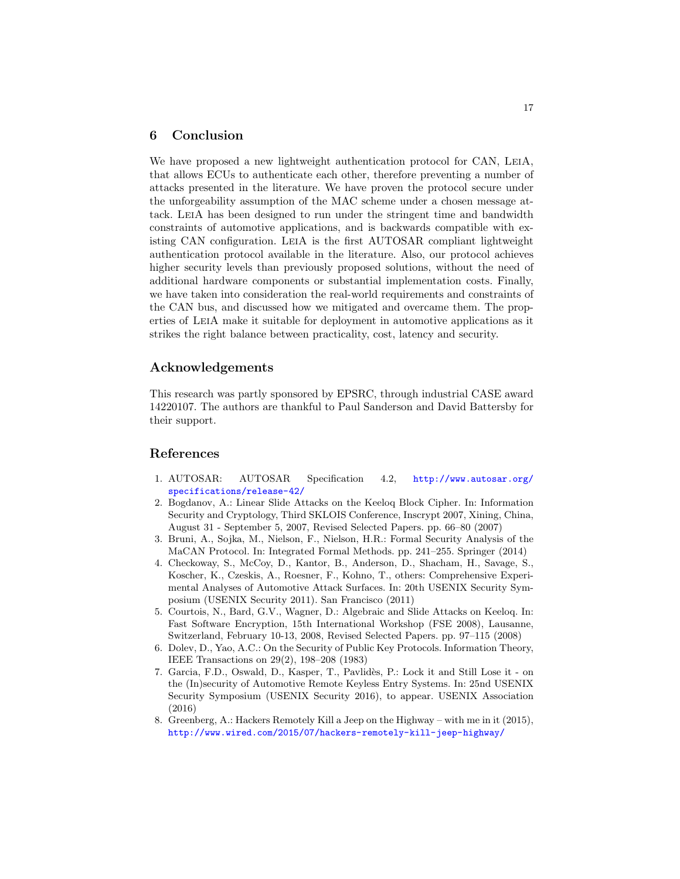## 6 Conclusion

We have proposed a new lightweight authentication protocol for CAN, LeiA, that allows ECUs to authenticate each other, therefore preventing a number of attacks presented in the literature. We have proven the protocol secure under the unforgeability assumption of the MAC scheme under a chosen message attack. LeiA has been designed to run under the stringent time and bandwidth constraints of automotive applications, and is backwards compatible with existing CAN configuration. LeiA is the first AUTOSAR compliant lightweight authentication protocol available in the literature. Also, our protocol achieves higher security levels than previously proposed solutions, without the need of additional hardware components or substantial implementation costs. Finally, we have taken into consideration the real-world requirements and constraints of the CAN bus, and discussed how we mitigated and overcame them. The properties of LeiA make it suitable for deployment in automotive applications as it strikes the right balance between practicality, cost, latency and security.

## Acknowledgements

This research was partly sponsored by EPSRC, through industrial CASE award 14220107. The authors are thankful to Paul Sanderson and David Battersby for their support.

## References

1. AUTOSAR: AUTOSAR Specification 4.2, http://www.autosar.org/specifications/release-42/
2. Bogdanov, A.: Linear Slide Attacks on the Keeloq Block Cipher. In: Information Security and Cryptology, Third SKLOIS Conference, Inscrypt 2007, Xining, China, August 31 - September 5, 2007, Revised Selected Papers. pp. 66–80 (2007)
3. Bruni, A., Sojka, M., Nielson, F., Nielson, H.R.: Formal Security Analysis of the MaCAN Protocol. In: Integrated Formal Methods. pp. 241–255. Springer (2014)
4. Checkoway, S., McCoy, D., Kantor, B., Anderson, D., Shacham, H., Savage, S., Koscher, K., Czeskis, A., Roesner, F., Kohno, T., others: Comprehensive Experimental Analyses of Automotive Attack Surfaces. In: 20th USENIX Security Symposium (USENIX Security 2011). San Francisco (2011)
5. Courtois, N., Bard, G.V., Wagner, D.: Algebraic and Slide Attacks on Keeloq. In: Fast Software Encryption, 15th International Workshop (FSE 2008), Lausanne, Switzerland, February 10-13, 2008, Revised Selected Papers. pp. 97–115 (2008)
6. Dolev, D., Yao, A.C.: On the Security of Public Key Protocols. Information Theory, IEEE Transactions on 29(2), 198–208 (1983)
7. Garcia, F.D., Oswald, D., Kasper, T., Pavlidès, P.: Lock it and Still Lose it - on the (In)security of Automotive Remote Keyless Entry Systems. In: 25nd USENIX Security Symposium (USENIX Security 2016), to appear. USENIX Association (2016)
8. Greenberg, A.: Hackers Remotely Kill a Jeep on the Highway – with me in it (2015), http://www.wired.com/2015/07/hackers-remotely-kill-jeep-highway/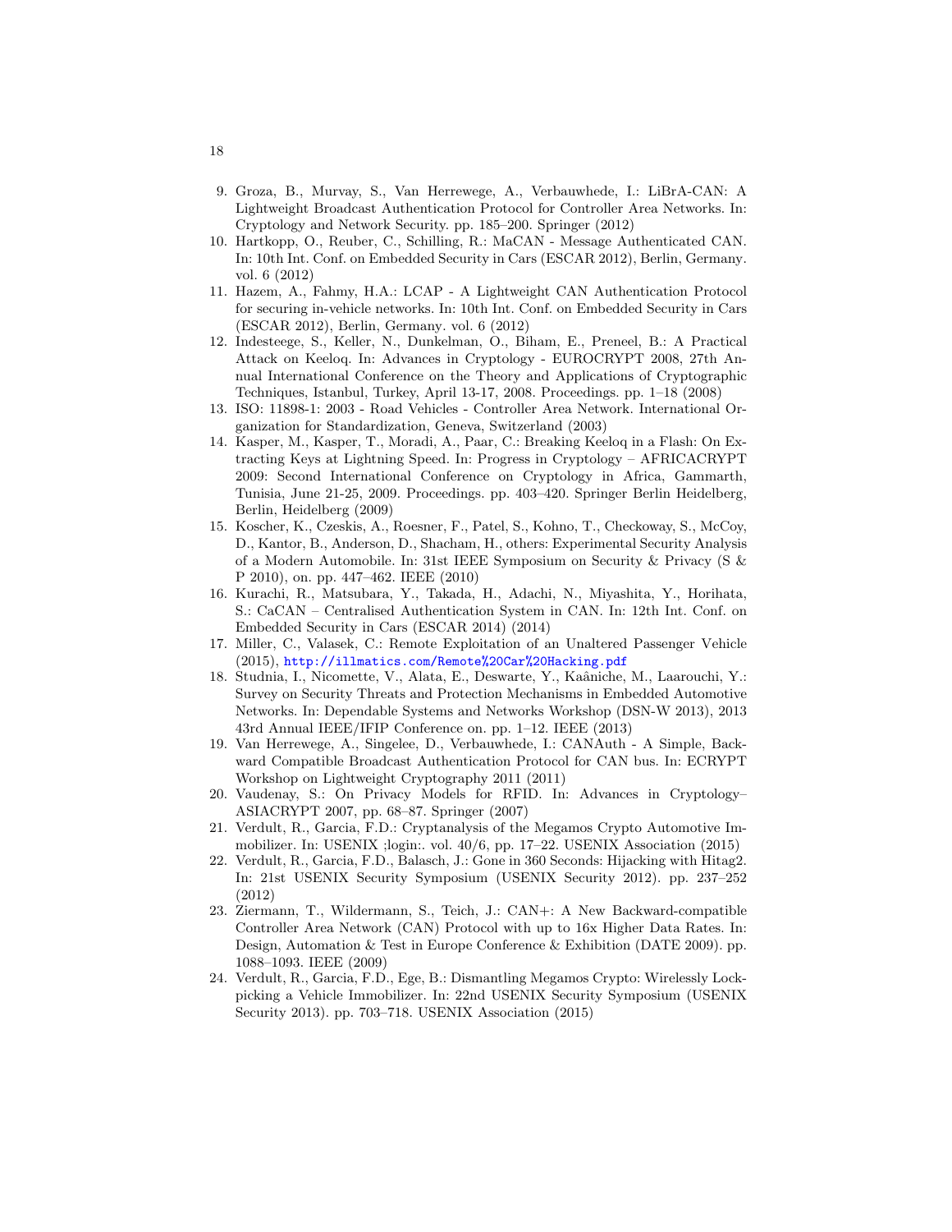9. Groza, B., Murvay, S., Van Herrewege, A., Verbauwhede, I.: LiBrA-CAN: A Lightweight Broadcast Authentication Protocol for Controller Area Networks. In: Cryptology and Network Security. pp. 185–200. Springer (2012)
10. Hartkopp, O., Reuber, C., Schilling, R.: MaCAN - Message Authenticated CAN. In: 10th Int. Conf. on Embedded Security in Cars (ESCAR 2012), Berlin, Germany. vol. 6 (2012)
11. Hazem, A., Fahmy, H.A.: LCAP - A Lightweight CAN Authentication Protocol for securing in-vehicle networks. In: 10th Int. Conf. on Embedded Security in Cars (ESCAR 2012), Berlin, Germany. vol. 6 (2012)
12. Indesteege, S., Keller, N., Dunkelman, O., Biham, E., Preneel, B.: A Practical Attack on Keeloq. In: Advances in Cryptology - EUROCRYPT 2008, 27th Annual International Conference on the Theory and Applications of Cryptographic Techniques, Istanbul, Turkey, April 13-17, 2008. Proceedings. pp. 1–18 (2008)
13. ISO: 11898-1: 2003 - Road Vehicles - Controller Area Network. International Organization for Standardization, Geneva, Switzerland (2003)
14. Kasper, M., Kasper, T., Moradi, A., Paar, C.: Breaking Keeloq in a Flash: On Extracting Keys at Lightning Speed. In: Progress in Cryptology – AFRICACRYPT 2009: Second International Conference on Cryptology in Africa, Gammarth, Tunisia, June 21-25, 2009. Proceedings. pp. 403–420. Springer Berlin Heidelberg, Berlin, Heidelberg (2009)
15. Koscher, K., Czeskis, A., Roesner, F., Patel, S., Kohno, T., Checkoway, S., McCoy, D., Kantor, B., Anderson, D., Shacham, H., others: Experimental Security Analysis of a Modern Automobile. In: 31st IEEE Symposium on Security & Privacy (S & P 2010), on. pp. 447–462. IEEE (2010)
16. Kurachi, R., Matsubara, Y., Takada, H., Adachi, N., Miyashita, Y., Horihata, S.: CaCAN – Centralised Authentication System in CAN. In: 12th Int. Conf. on Embedded Security in Cars (ESCAR 2014) (2014)
17. Miller, C., Valasek, C.: Remote Exploitation of an Unaltered Passenger Vehicle (2015), http://illmatics.com/Remote%20Car%20Hacking.pdf
18. Studnia, I., Nicomette, V., Alata, E., Deswarte, Y., Kaâniche, M., Laarouchi, Y.: Survey on Security Threats and Protection Mechanisms in Embedded Automotive Networks. In: Dependable Systems and Networks Workshop (DSN-W 2013), 2013 43rd Annual IEEE/IFIP Conference on. pp. 1–12. IEEE (2013)
19. Van Herrewege, A., Singelee, D., Verbauwhede, I.: CANAuth - A Simple, Backward Compatible Broadcast Authentication Protocol for CAN bus. In: ECRYPT Workshop on Lightweight Cryptography 2011 (2011)
20. Vaudenay, S.: On Privacy Models for RFID. In: Advances in Cryptology–ASIACRYPT 2007, pp. 68–87. Springer (2007)
21. Verdult, R., Garcia, F.D.: Cryptanalysis of the Megamos Crypto Automotive Immobilizer. In: USENIX ;login:. vol. 40/6, pp. 17–22. USENIX Association (2015)
22. Verdult, R., Garcia, F.D., Balasch, J.: Gone in 360 Seconds: Hijacking with Hitag2. In: 21st USENIX Security Symposium (USENIX Security 2012). pp. 237–252 (2012)
23. Ziermann, T., Wildermann, S., Teich, J.: CAN+: A New Backward-compatible Controller Area Network (CAN) Protocol with up to 16x Higher Data Rates. In: Design, Automation & Test in Europe Conference & Exhibition (DATE 2009). pp. 1088–1093. IEEE (2009)
24. Verdult, R., Garcia, F.D., Ege, B.: Dismantling Megamos Crypto: Wirelessly Lockpicking a Vehicle Immobilizer. In: 22nd USENIX Security Symposium (USENIX Security 2013). pp. 703–718. USENIX Association (2015)